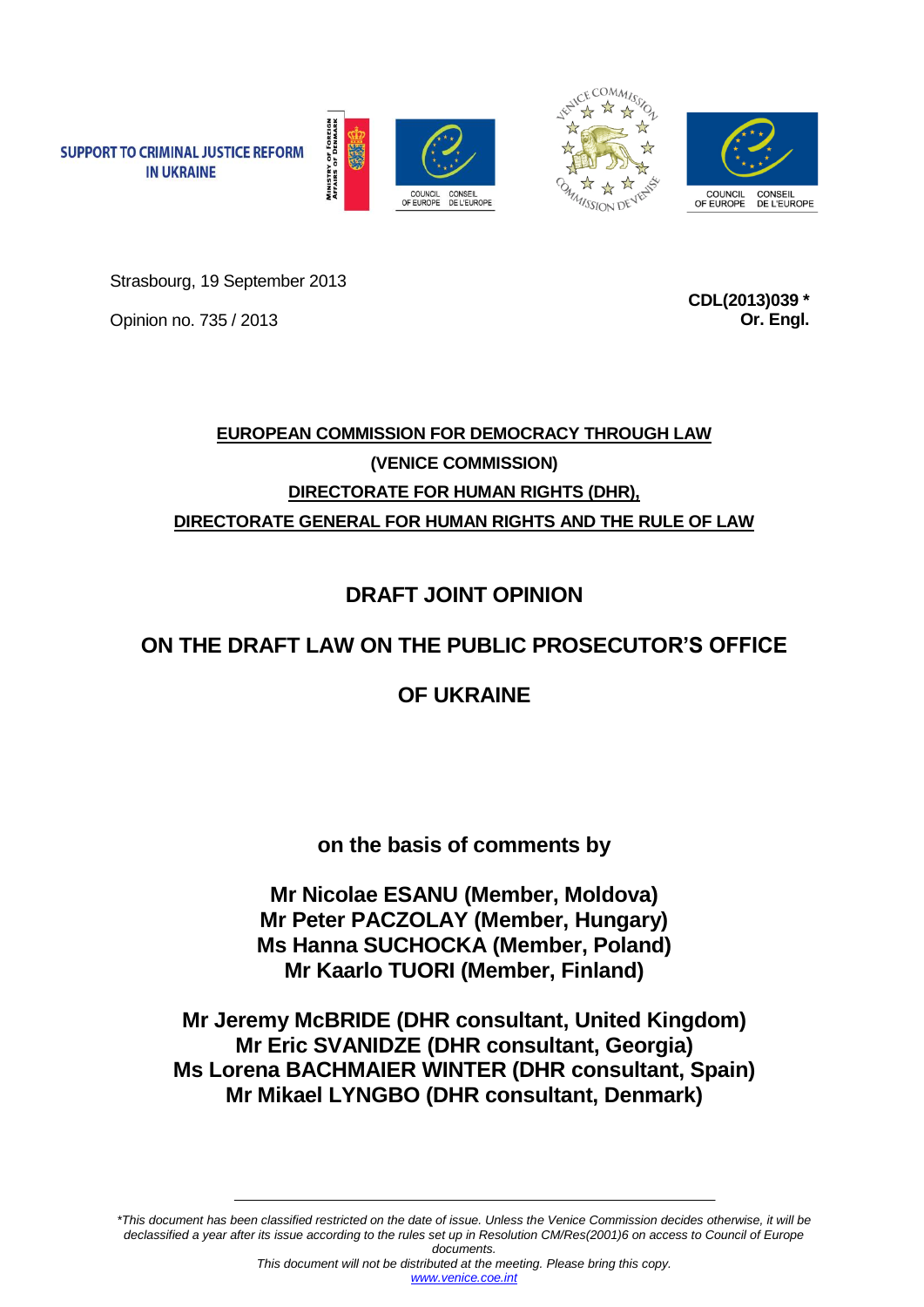SUPPORT TO CRIMINAL JUSTICE REFORM IN UKRAINE

Strasbourg, 19 September 2013

Opinion no. 735 / 2013

**CDL(2013)039 \***
**Or. Engl.**

**EUROPEAN COMMISSION FOR DEMOCRACY THROUGH LAW**

**(VENICE COMMISSION)**

**DIRECTORATE FOR HUMAN RIGHTS (DHR),**

**DIRECTORATE GENERAL FOR HUMAN RIGHTS AND THE RULE OF LAW**

# DRAFT JOINT OPINION

# ON THE DRAFT LAW ON THE PUBLIC PROSECUTOR'S OFFICE OF UKRAINE

**on the basis of comments by**

**Mr Nicolae ESANU (Member, Moldova)**
**Mr Peter PACZOLAY (Member, Hungary)**
**Ms Hanna SUCHOCKA (Member, Poland)**
**Mr Kaarlo TUORI (Member, Finland)**

**Mr Jeremy McBRIDE (DHR consultant, United Kingdom)**
**Mr Eric SVANIDZE (DHR consultant, Georgia)**
**Ms Lorena BACHMAIER WINTER (DHR consultant, Spain)**
**Mr Mikael LYNGBO (DHR consultant, Denmark)**

---

*\*This document has been classified restricted on the date of issue. Unless the Venice Commission decides otherwise, it will be declassified a year after its issue according to the rules set up in Resolution CM/Res(2001)6 on access to Council of Europe documents.*
*This document will not be distributed at the meeting. Please bring this copy.*
*www.venice.coe.int*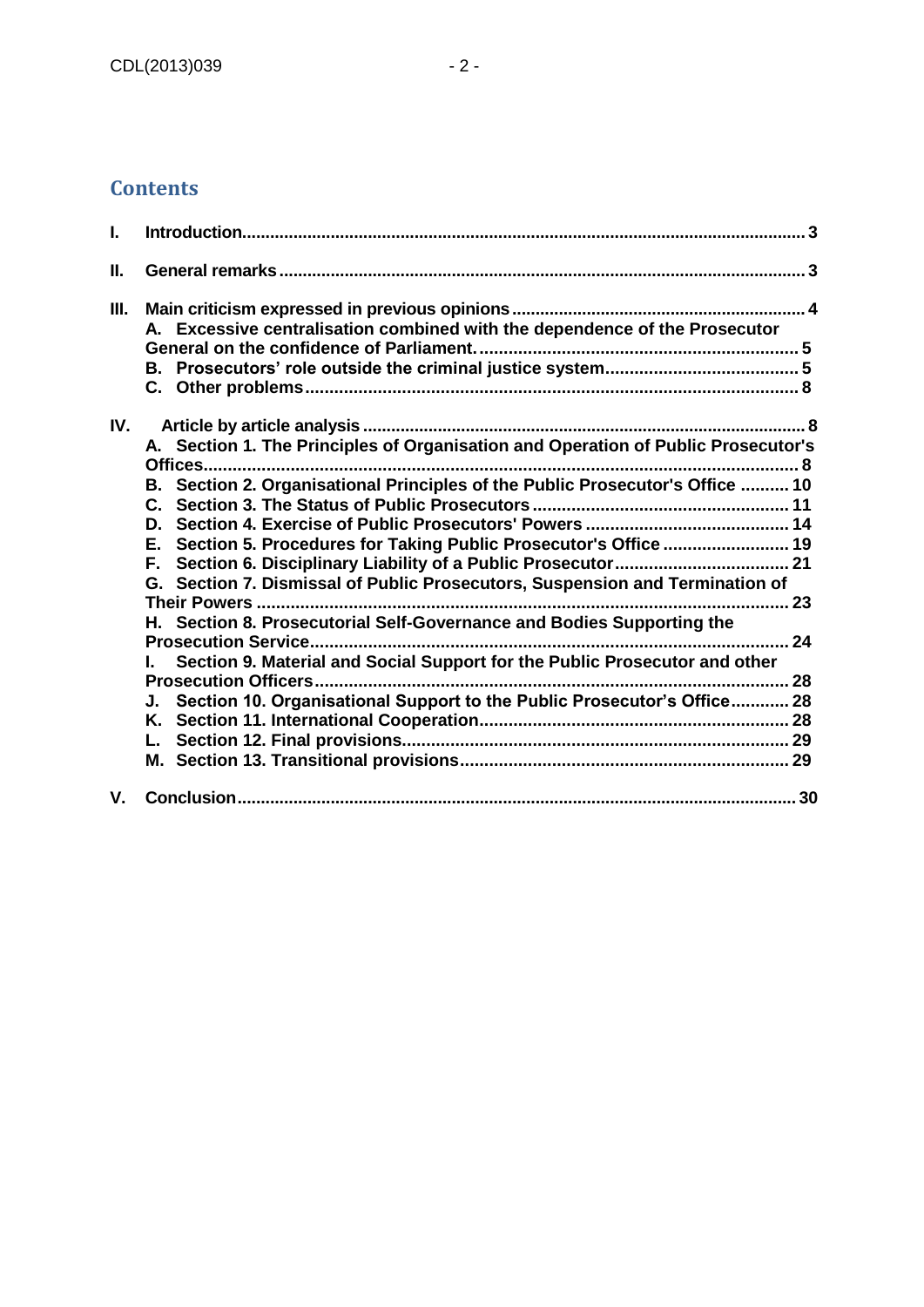## Contents

I. Introduction .......... 3

II. General remarks .......... 3

III. Main criticism expressed in previous opinions .......... 4

- A. Excessive centralisation combined with the dependence of the Prosecutor General on the confidence of Parliament. .......... 5
- B. Prosecutors' role outside the criminal justice system .......... 5
- C. Other problems .......... 8

IV. Article by article analysis .......... 8

- A. Section 1. The Principles of Organisation and Operation of Public Prosecutor's Offices .......... 8
- B. Section 2. Organisational Principles of the Public Prosecutor's Office .......... 10
- C. Section 3. The Status of Public Prosecutors .......... 11
- D. Section 4. Exercise of Public Prosecutors' Powers .......... 14
- E. Section 5. Procedures for Taking Public Prosecutor's Office .......... 19
- F. Section 6. Disciplinary Liability of a Public Prosecutor .......... 21
- G. Section 7. Dismissal of Public Prosecutors, Suspension and Termination of Their Powers .......... 23
- H. Section 8. Prosecutorial Self-Governance and Bodies Supporting the Prosecution Service .......... 24
- I. Section 9. Material and Social Support for the Public Prosecutor and other Prosecution Officers .......... 28
- J. Section 10. Organisational Support to the Public Prosecutor's Office .......... 28
- K. Section 11. International Cooperation .......... 28
- L. Section 12. Final provisions .......... 29
- M. Section 13. Transitional provisions .......... 29

V. Conclusion .......... 30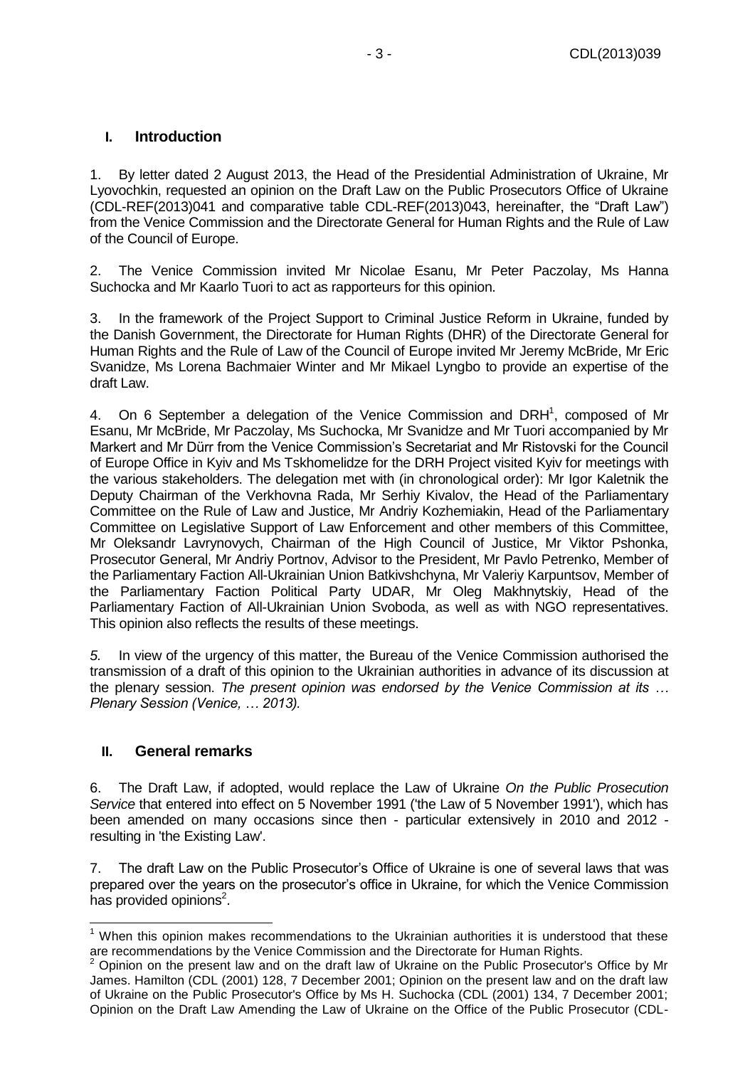## I. Introduction

1. By letter dated 2 August 2013, the Head of the Presidential Administration of Ukraine, Mr Lyovochkin, requested an opinion on the Draft Law on the Public Prosecutors Office of Ukraine (CDL-REF(2013)041 and comparative table CDL-REF(2013)043, hereinafter, the "Draft Law") from the Venice Commission and the Directorate General for Human Rights and the Rule of Law of the Council of Europe.

2. The Venice Commission invited Mr Nicolae Esanu, Mr Peter Paczolay, Ms Hanna Suchocka and Mr Kaarlo Tuori to act as rapporteurs for this opinion.

3. In the framework of the Project Support to Criminal Justice Reform in Ukraine, funded by the Danish Government, the Directorate for Human Rights (DHR) of the Directorate General for Human Rights and the Rule of Law of the Council of Europe invited Mr Jeremy McBride, Mr Eric Svanidze, Ms Lorena Bachmaier Winter and Mr Mikael Lyngbo to provide an expertise of the draft Law.

4. On 6 September a delegation of the Venice Commission and DRH[1], composed of Mr Esanu, Mr McBride, Mr Paczolay, Ms Suchocka, Mr Svanidze and Mr Tuori accompanied by Mr Markert and Mr Dürr from the Venice Commission's Secretariat and Mr Ristovski for the Council of Europe Office in Kyiv and Ms Tskhomelidze for the DRH Project visited Kyiv for meetings with the various stakeholders. The delegation met with (in chronological order): Mr Igor Kaletnik the Deputy Chairman of the Verkhovna Rada, Mr Serhiy Kivalov, the Head of the Parliamentary Committee on the Rule of Law and Justice, Mr Andriy Kozhemiakin, Head of the Parliamentary Committee on Legislative Support of Law Enforcement and other members of this Committee, Mr Oleksandr Lavrynovych, Chairman of the High Council of Justice, Mr Viktor Pshonka, Prosecutor General, Mr Andriy Portnov, Advisor to the President, Mr Pavlo Petrenko, Member of the Parliamentary Faction All-Ukrainian Union Batkivshchyna, Mr Valeriy Karpuntsov, Member of the Parliamentary Faction Political Party UDAR, Mr Oleg Makhnytskiy, Head of the Parliamentary Faction of All-Ukrainian Union Svoboda, as well as with NGO representatives. This opinion also reflects the results of these meetings.

*5.* In view of the urgency of this matter, the Bureau of the Venice Commission authorised the transmission of a draft of this opinion to the Ukrainian authorities in advance of its discussion at the plenary session. *The present opinion was endorsed by the Venice Commission at its … Plenary Session (Venice, … 2013).*

## II. General remarks

6. The Draft Law, if adopted, would replace the Law of Ukraine *On the Public Prosecution Service* that entered into effect on 5 November 1991 ('the Law of 5 November 1991'), which has been amended on many occasions since then - particular extensively in 2010 and 2012 - resulting in 'the Existing Law'.

7. The draft Law on the Public Prosecutor's Office of Ukraine is one of several laws that was prepared over the years on the prosecutor's office in Ukraine, for which the Venice Commission has provided opinions[2].

---

[1] When this opinion makes recommendations to the Ukrainian authorities it is understood that these are recommendations by the Venice Commission and the Directorate for Human Rights.

[2] Opinion on the present law and on the draft law of Ukraine on the Public Prosecutor's Office by Mr James. Hamilton (CDL (2001) 128, 7 December 2001; Opinion on the present law and on the draft law of Ukraine on the Public Prosecutor's Office by Ms H. Suchocka (CDL (2001) 134, 7 December 2001; Opinion on the Draft Law Amending the Law of Ukraine on the Office of the Public Prosecutor (CDL-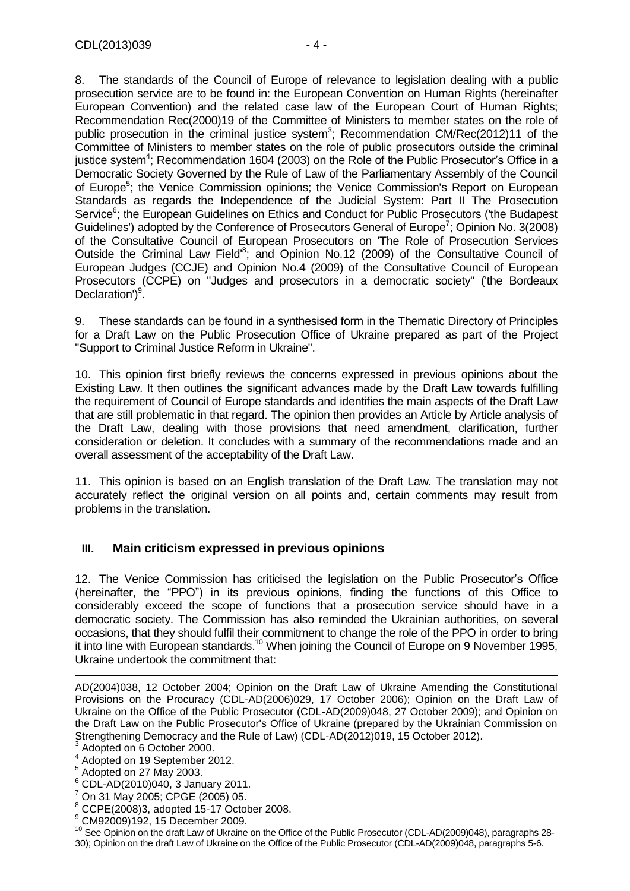8. The standards of the Council of Europe of relevance to legislation dealing with a public prosecution service are to be found in: the European Convention on Human Rights (hereinafter European Convention) and the related case law of the European Court of Human Rights; Recommendation Rec(2000)19 of the Committee of Ministers to member states on the role of public prosecution in the criminal justice system[3]; Recommendation CM/Rec(2012)11 of the Committee of Ministers to member states on the role of public prosecutors outside the criminal justice system[4]; Recommendation 1604 (2003) on the Role of the Public Prosecutor's Office in a Democratic Society Governed by the Rule of Law of the Parliamentary Assembly of the Council of Europe[5]; the Venice Commission opinions; the Venice Commission's Report on European Standards as regards the Independence of the Judicial System: Part II The Prosecution Service[6]; the European Guidelines on Ethics and Conduct for Public Prosecutors ('the Budapest Guidelines') adopted by the Conference of Prosecutors General of Europe[7]; Opinion No. 3(2008) of the Consultative Council of European Prosecutors on 'The Role of Prosecution Services Outside the Criminal Law Field'[8]; and Opinion No.12 (2009) of the Consultative Council of European Judges (CCJE) and Opinion No.4 (2009) of the Consultative Council of European Prosecutors (CCPE) on "Judges and prosecutors in a democratic society" ('the Bordeaux Declaration')[9].

9. These standards can be found in a synthesised form in the Thematic Directory of Principles for a Draft Law on the Public Prosecution Office of Ukraine prepared as part of the Project "Support to Criminal Justice Reform in Ukraine".

10. This opinion first briefly reviews the concerns expressed in previous opinions about the Existing Law. It then outlines the significant advances made by the Draft Law towards fulfilling the requirement of Council of Europe standards and identifies the main aspects of the Draft Law that are still problematic in that regard. The opinion then provides an Article by Article analysis of the Draft Law, dealing with those provisions that need amendment, clarification, further consideration or deletion. It concludes with a summary of the recommendations made and an overall assessment of the acceptability of the Draft Law.

11. This opinion is based on an English translation of the Draft Law. The translation may not accurately reflect the original version on all points and, certain comments may result from problems in the translation.

## III. Main criticism expressed in previous opinions

12. The Venice Commission has criticised the legislation on the Public Prosecutor's Office (hereinafter, the "PPO") in its previous opinions, finding the functions of this Office to considerably exceed the scope of functions that a prosecution service should have in a democratic society. The Commission has also reminded the Ukrainian authorities, on several occasions, that they should fulfil their commitment to change the role of the PPO in order to bring it into line with European standards.[10] When joining the Council of Europe on 9 November 1995, Ukraine undertook the commitment that:

---

AD(2004)038, 12 October 2004; Opinion on the Draft Law of Ukraine Amending the Constitutional Provisions on the Procuracy (CDL-AD(2006)029, 17 October 2006); Opinion on the Draft Law of Ukraine on the Office of the Public Prosecutor (CDL-AD(2009)048, 27 October 2009); and Opinion on the Draft Law on the Public Prosecutor's Office of Ukraine (prepared by the Ukrainian Commission on Strengthening Democracy and the Rule of Law) (CDL-AD(2012)019, 15 October 2012).

[3] Adopted on 6 October 2000.

[4] Adopted on 19 September 2012.

[5] Adopted on 27 May 2003.

[6] CDL-AD(2010)040, 3 January 2011.

[7] On 31 May 2005; CPGE (2005) 05.

[8] CCPE(2008)3, adopted 15-17 October 2008.

[9] CM92009)192, 15 December 2009.

[10] See Opinion on the draft Law of Ukraine on the Office of the Public Prosecutor (CDL-AD(2009)048, paragraphs 28-30); Opinion on the draft Law of Ukraine on the Office of the Public Prosecutor (CDL-AD(2009)048, paragraphs 5-6.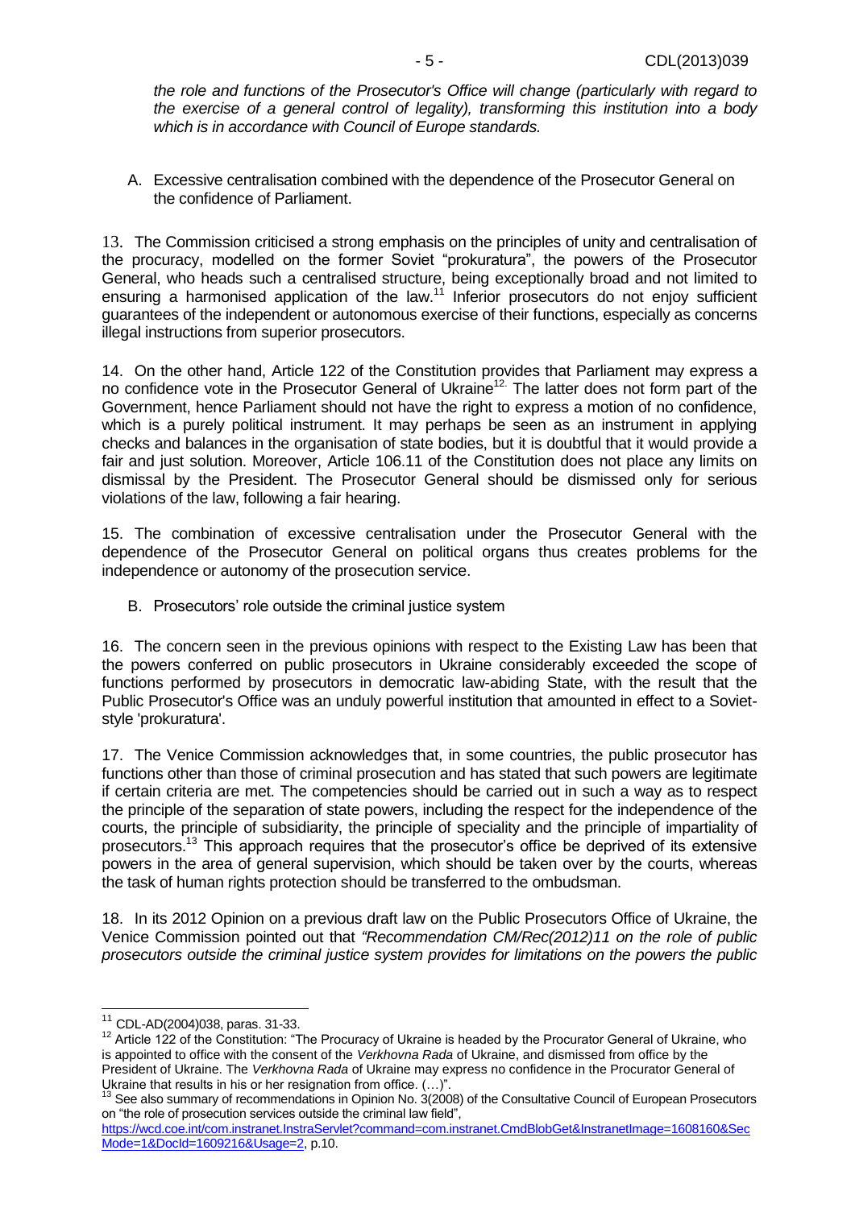*the role and functions of the Prosecutor's Office will change (particularly with regard to the exercise of a general control of legality), transforming this institution into a body which is in accordance with Council of Europe standards.*

A. Excessive centralisation combined with the dependence of the Prosecutor General on the confidence of Parliament.

13. The Commission criticised a strong emphasis on the principles of unity and centralisation of the procuracy, modelled on the former Soviet "prokuratura", the powers of the Prosecutor General, who heads such a centralised structure, being exceptionally broad and not limited to ensuring a harmonised application of the law.[11] Inferior prosecutors do not enjoy sufficient guarantees of the independent or autonomous exercise of their functions, especially as concerns illegal instructions from superior prosecutors.

14. On the other hand, Article 122 of the Constitution provides that Parliament may express a no confidence vote in the Prosecutor General of Ukraine[12]. The latter does not form part of the Government, hence Parliament should not have the right to express a motion of no confidence, which is a purely political instrument. It may perhaps be seen as an instrument in applying checks and balances in the organisation of state bodies, but it is doubtful that it would provide a fair and just solution. Moreover, Article 106.11 of the Constitution does not place any limits on dismissal by the President. The Prosecutor General should be dismissed only for serious violations of the law, following a fair hearing.

15. The combination of excessive centralisation under the Prosecutor General with the dependence of the Prosecutor General on political organs thus creates problems for the independence or autonomy of the prosecution service.

B. Prosecutors' role outside the criminal justice system

16. The concern seen in the previous opinions with respect to the Existing Law has been that the powers conferred on public prosecutors in Ukraine considerably exceeded the scope of functions performed by prosecutors in democratic law-abiding State, with the result that the Public Prosecutor's Office was an unduly powerful institution that amounted in effect to a Soviet-style 'prokuratura'.

17. The Venice Commission acknowledges that, in some countries, the public prosecutor has functions other than those of criminal prosecution and has stated that such powers are legitimate if certain criteria are met. The competencies should be carried out in such a way as to respect the principle of the separation of state powers, including the respect for the independence of the courts, the principle of subsidiarity, the principle of speciality and the principle of impartiality of prosecutors.[13] This approach requires that the prosecutor's office be deprived of its extensive powers in the area of general supervision, which should be taken over by the courts, whereas the task of human rights protection should be transferred to the ombudsman.

18. In its 2012 Opinion on a previous draft law on the Public Prosecutors Office of Ukraine, the Venice Commission pointed out that *"Recommendation CM/Rec(2012)11 on the role of public prosecutors outside the criminal justice system provides for limitations on the powers the public*

---

[11] CDL-AD(2004)038, paras. 31-33.

[12] Article 122 of the Constitution: "The Procuracy of Ukraine is headed by the Procurator General of Ukraine, who is appointed to office with the consent of the *Verkhovna Rada* of Ukraine, and dismissed from office by the President of Ukraine. The *Verkhovna Rada* of Ukraine may express no confidence in the Procurator General of Ukraine that results in his or her resignation from office. (…)".

[13] See also summary of recommendations in Opinion No. 3(2008) of the Consultative Council of European Prosecutors on "the role of prosecution services outside the criminal law field", https://wcd.coe.int/com.instranet.InstraServlet?command=com.instranet.CmdBlobGet&InstranetImage=1608160&SecMode=1&DocId=1609216&Usage=2, p.10.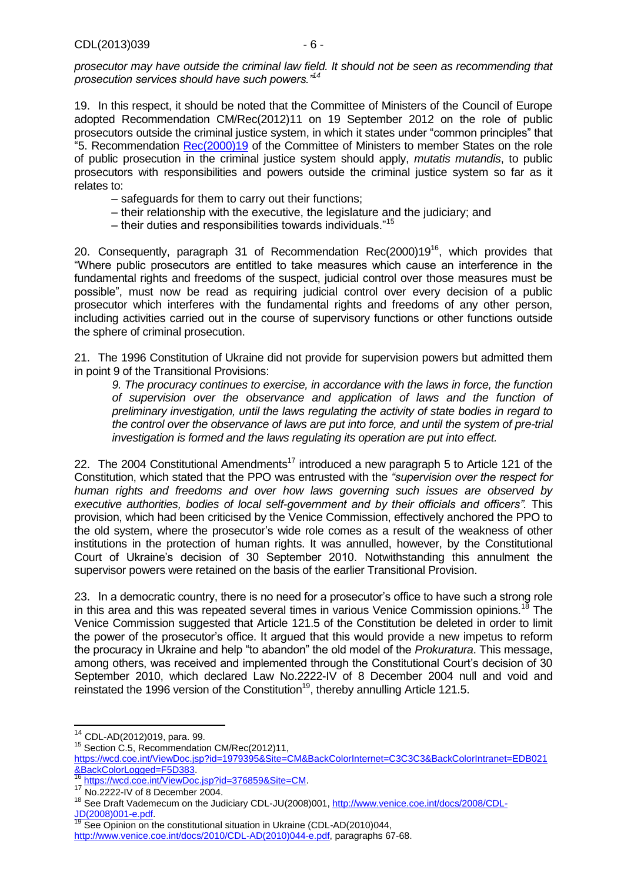*prosecutor may have outside the criminal law field. It should not be seen as recommending that prosecution services should have such powers."*[14]

19. In this respect, it should be noted that the Committee of Ministers of the Council of Europe adopted Recommendation CM/Rec(2012)11 on 19 September 2012 on the role of public prosecutors outside the criminal justice system, in which it states under "common principles" that "5. Recommendation Rec(2000)19 of the Committee of Ministers to member States on the role of public prosecution in the criminal justice system should apply, *mutatis mutandis*, to public prosecutors with responsibilities and powers outside the criminal justice system so far as it relates to:

- safeguards for them to carry out their functions;
- their relationship with the executive, the legislature and the judiciary; and
- their duties and responsibilities towards individuals."[15]

20. Consequently, paragraph 31 of Recommendation Rec(2000)19[16], which provides that "Where public prosecutors are entitled to take measures which cause an interference in the fundamental rights and freedoms of the suspect, judicial control over those measures must be possible", must now be read as requiring judicial control over every decision of a public prosecutor which interferes with the fundamental rights and freedoms of any other person, including activities carried out in the course of supervisory functions or other functions outside the sphere of criminal prosecution.

21. The 1996 Constitution of Ukraine did not provide for supervision powers but admitted them in point 9 of the Transitional Provisions:

> *9. The procuracy continues to exercise, in accordance with the laws in force, the function of supervision over the observance and application of laws and the function of preliminary investigation, until the laws regulating the activity of state bodies in regard to the control over the observance of laws are put into force, and until the system of pre-trial investigation is formed and the laws regulating its operation are put into effect.*

22. The 2004 Constitutional Amendments[17] introduced a new paragraph 5 to Article 121 of the Constitution, which stated that the PPO was entrusted with the *"supervision over the respect for human rights and freedoms and over how laws governing such issues are observed by executive authorities, bodies of local self-government and by their officials and officers"*. This provision, which had been criticised by the Venice Commission, effectively anchored the PPO to the old system, where the prosecutor's wide role comes as a result of the weakness of other institutions in the protection of human rights. It was annulled, however, by the Constitutional Court of Ukraine's decision of 30 September 2010. Notwithstanding this annulment the supervisor powers were retained on the basis of the earlier Transitional Provision.

23. In a democratic country, there is no need for a prosecutor's office to have such a strong role in this area and this was repeated several times in various Venice Commission opinions.[18] The Venice Commission suggested that Article 121.5 of the Constitution be deleted in order to limit the power of the prosecutor's office. It argued that this would provide a new impetus to reform the procuracy in Ukraine and help "to abandon" the old model of the *Prokuratura*. This message, among others, was received and implemented through the Constitutional Court's decision of 30 September 2010, which declared Law No.2222-IV of 8 December 2004 null and void and reinstated the 1996 version of the Constitution[19], thereby annulling Article 121.5.

---

[14] CDL-AD(2012)019, para. 99.

[15] Section C.5, Recommendation CM/Rec(2012)11, https://wcd.coe.int/ViewDoc.jsp?id=1979395&Site=CM&BackColorInternet=C3C3C3&BackColorIntranet=EDB021&BackColorLogged=F5D383.

[16] https://wcd.coe.int/ViewDoc.jsp?id=376859&Site=CM.

[17] No.2222-IV of 8 December 2004.

[18] See Draft Vademecum on the Judiciary CDL-JU(2008)001, http://www.venice.coe.int/docs/2008/CDL-JD(2008)001-e.pdf.

[19] See Opinion on the constitutional situation in Ukraine (CDL-AD(2010)044, http://www.venice.coe.int/docs/2010/CDL-AD(2010)044-e.pdf, paragraphs 67-68.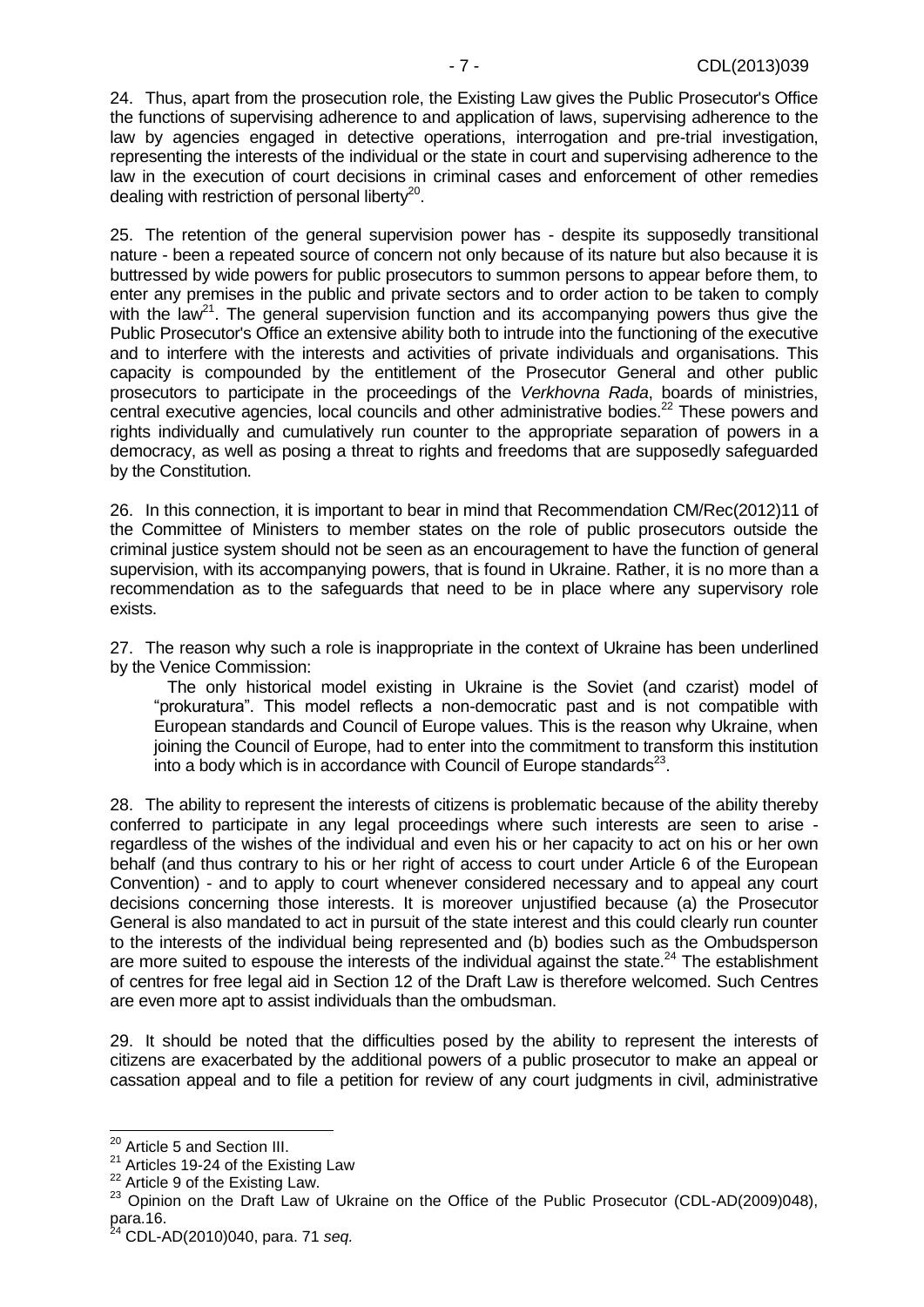24. Thus, apart from the prosecution role, the Existing Law gives the Public Prosecutor's Office the functions of supervising adherence to and application of laws, supervising adherence to the law by agencies engaged in detective operations, interrogation and pre-trial investigation, representing the interests of the individual or the state in court and supervising adherence to the law in the execution of court decisions in criminal cases and enforcement of other remedies dealing with restriction of personal liberty[20].

25. The retention of the general supervision power has - despite its supposedly transitional nature - been a repeated source of concern not only because of its nature but also because it is buttressed by wide powers for public prosecutors to summon persons to appear before them, to enter any premises in the public and private sectors and to order action to be taken to comply with the law[21]. The general supervision function and its accompanying powers thus give the Public Prosecutor's Office an extensive ability both to intrude into the functioning of the executive and to interfere with the interests and activities of private individuals and organisations. This capacity is compounded by the entitlement of the Prosecutor General and other public prosecutors to participate in the proceedings of the *Verkhovna Rada*, boards of ministries, central executive agencies, local councils and other administrative bodies.[22] These powers and rights individually and cumulatively run counter to the appropriate separation of powers in a democracy, as well as posing a threat to rights and freedoms that are supposedly safeguarded by the Constitution.

26. In this connection, it is important to bear in mind that Recommendation CM/Rec(2012)11 of the Committee of Ministers to member states on the role of public prosecutors outside the criminal justice system should not be seen as an encouragement to have the function of general supervision, with its accompanying powers, that is found in Ukraine. Rather, it is no more than a recommendation as to the safeguards that need to be in place where any supervisory role exists.

27. The reason why such a role is inappropriate in the context of Ukraine has been underlined by the Venice Commission:

> The only historical model existing in Ukraine is the Soviet (and czarist) model of "prokuratura". This model reflects a non-democratic past and is not compatible with European standards and Council of Europe values. This is the reason why Ukraine, when joining the Council of Europe, had to enter into the commitment to transform this institution into a body which is in accordance with Council of Europe standards[23].

28. The ability to represent the interests of citizens is problematic because of the ability thereby conferred to participate in any legal proceedings where such interests are seen to arise - regardless of the wishes of the individual and even his or her capacity to act on his or her own behalf (and thus contrary to his or her right of access to court under Article 6 of the European Convention) - and to apply to court whenever considered necessary and to appeal any court decisions concerning those interests. It is moreover unjustified because (a) the Prosecutor General is also mandated to act in pursuit of the state interest and this could clearly run counter to the interests of the individual being represented and (b) bodies such as the Ombudsperson are more suited to espouse the interests of the individual against the state.[24] The establishment of centres for free legal aid in Section 12 of the Draft Law is therefore welcomed. Such Centres are even more apt to assist individuals than the ombudsman.

29. It should be noted that the difficulties posed by the ability to represent the interests of citizens are exacerbated by the additional powers of a public prosecutor to make an appeal or cassation appeal and to file a petition for review of any court judgments in civil, administrative

---

[20] Article 5 and Section III.

[21] Articles 19-24 of the Existing Law

[22] Article 9 of the Existing Law.

[23] Opinion on the Draft Law of Ukraine on the Office of the Public Prosecutor (CDL-AD(2009)048), para.16.

[24] CDL-AD(2010)040, para. 71 *seq.*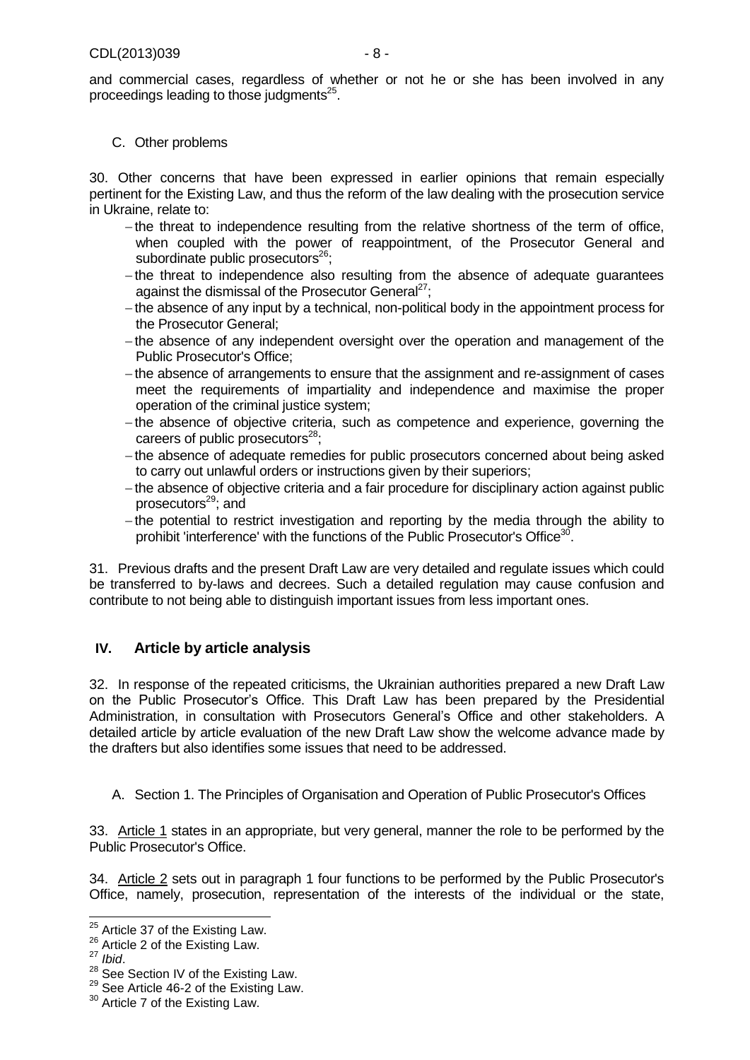and commercial cases, regardless of whether or not he or she has been involved in any proceedings leading to those judgments[25].

### C. Other problems

30. Other concerns that have been expressed in earlier opinions that remain especially pertinent for the Existing Law, and thus the reform of the law dealing with the prosecution service in Ukraine, relate to:

- the threat to independence resulting from the relative shortness of the term of office, when coupled with the power of reappointment, of the Prosecutor General and subordinate public prosecutors[26];
- the threat to independence also resulting from the absence of adequate guarantees against the dismissal of the Prosecutor General[27];
- the absence of any input by a technical, non-political body in the appointment process for the Prosecutor General;
- the absence of any independent oversight over the operation and management of the Public Prosecutor's Office;
- the absence of arrangements to ensure that the assignment and re-assignment of cases meet the requirements of impartiality and independence and maximise the proper operation of the criminal justice system;
- the absence of objective criteria, such as competence and experience, governing the careers of public prosecutors[28];
- the absence of adequate remedies for public prosecutors concerned about being asked to carry out unlawful orders or instructions given by their superiors;
- the absence of objective criteria and a fair procedure for disciplinary action against public prosecutors[29]; and
- the potential to restrict investigation and reporting by the media through the ability to prohibit 'interference' with the functions of the Public Prosecutor's Office[30].

31. Previous drafts and the present Draft Law are very detailed and regulate issues which could be transferred to by-laws and decrees. Such a detailed regulation may cause confusion and contribute to not being able to distinguish important issues from less important ones.

## IV. Article by article analysis

32. In response of the repeated criticisms, the Ukrainian authorities prepared a new Draft Law on the Public Prosecutor's Office. This Draft Law has been prepared by the Presidential Administration, in consultation with Prosecutors General's Office and other stakeholders. A detailed article by article evaluation of the new Draft Law show the welcome advance made by the drafters but also identifies some issues that need to be addressed.

### A. Section 1. The Principles of Organisation and Operation of Public Prosecutor's Offices

33. Article 1 states in an appropriate, but very general, manner the role to be performed by the Public Prosecutor's Office.

34. Article 2 sets out in paragraph 1 four functions to be performed by the Public Prosecutor's Office, namely, prosecution, representation of the interests of the individual or the state,

---

[25] Article 37 of the Existing Law.

[26] Article 2 of the Existing Law.

[27] *Ibid*.

[28] See Section IV of the Existing Law.

[29] See Article 46-2 of the Existing Law.

[30] Article 7 of the Existing Law.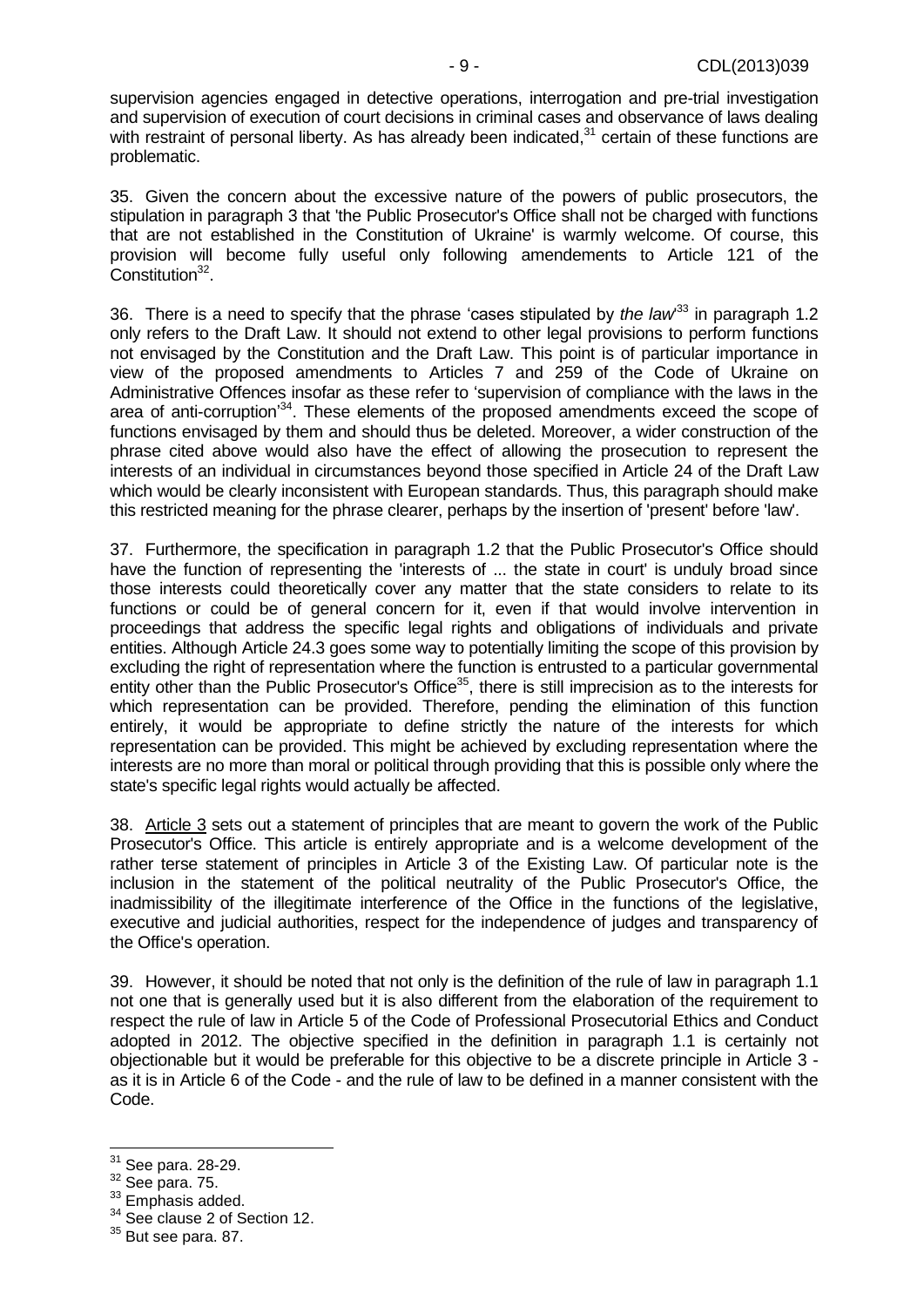supervision agencies engaged in detective operations, interrogation and pre-trial investigation and supervision of execution of court decisions in criminal cases and observance of laws dealing with restraint of personal liberty. As has already been indicated,[31] certain of these functions are problematic.

35. Given the concern about the excessive nature of the powers of public prosecutors, the stipulation in paragraph 3 that 'the Public Prosecutor's Office shall not be charged with functions that are not established in the Constitution of Ukraine' is warmly welcome. Of course, this provision will become fully useful only following amendements to Article 121 of the Constitution[32].

36. There is a need to specify that the phrase 'cases stipulated by *the law*'[33] in paragraph 1.2 only refers to the Draft Law. It should not extend to other legal provisions to perform functions not envisaged by the Constitution and the Draft Law. This point is of particular importance in view of the proposed amendments to Articles 7 and 259 of the Code of Ukraine on Administrative Offences insofar as these refer to 'supervision of compliance with the laws in the area of anti-corruption'[34]. These elements of the proposed amendments exceed the scope of functions envisaged by them and should thus be deleted. Moreover, a wider construction of the phrase cited above would also have the effect of allowing the prosecution to represent the interests of an individual in circumstances beyond those specified in Article 24 of the Draft Law which would be clearly inconsistent with European standards. Thus, this paragraph should make this restricted meaning for the phrase clearer, perhaps by the insertion of 'present' before 'law'.

37. Furthermore, the specification in paragraph 1.2 that the Public Prosecutor's Office should have the function of representing the 'interests of ... the state in court' is unduly broad since those interests could theoretically cover any matter that the state considers to relate to its functions or could be of general concern for it, even if that would involve intervention in proceedings that address the specific legal rights and obligations of individuals and private entities. Although Article 24.3 goes some way to potentially limiting the scope of this provision by excluding the right of representation where the function is entrusted to a particular governmental entity other than the Public Prosecutor's Office[35], there is still imprecision as to the interests for which representation can be provided. Therefore, pending the elimination of this function entirely, it would be appropriate to define strictly the nature of the interests for which representation can be provided. This might be achieved by excluding representation where the interests are no more than moral or political through providing that this is possible only where the state's specific legal rights would actually be affected.

38. Article 3 sets out a statement of principles that are meant to govern the work of the Public Prosecutor's Office. This article is entirely appropriate and is a welcome development of the rather terse statement of principles in Article 3 of the Existing Law. Of particular note is the inclusion in the statement of the political neutrality of the Public Prosecutor's Office, the inadmissibility of the illegitimate interference of the Office in the functions of the legislative, executive and judicial authorities, respect for the independence of judges and transparency of the Office's operation.

39. However, it should be noted that not only is the definition of the rule of law in paragraph 1.1 not one that is generally used but it is also different from the elaboration of the requirement to respect the rule of law in Article 5 of the Code of Professional Prosecutorial Ethics and Conduct adopted in 2012. The objective specified in the definition in paragraph 1.1 is certainly not objectionable but it would be preferable for this objective to be a discrete principle in Article 3 - as it is in Article 6 of the Code - and the rule of law to be defined in a manner consistent with the Code.

---

[31] See para. 28-29.

[32] See para. 75.

[33] Emphasis added.

[34] See clause 2 of Section 12.

[35] But see para. 87.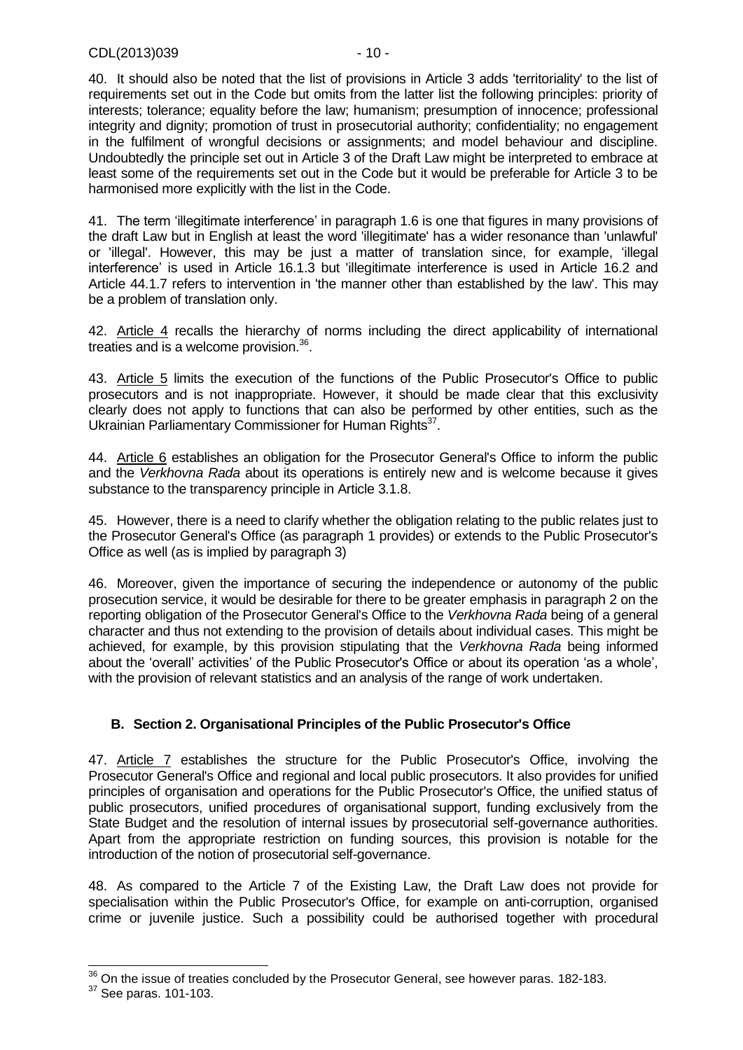40. It should also be noted that the list of provisions in Article 3 adds 'territoriality' to the list of requirements set out in the Code but omits from the latter list the following principles: priority of interests; tolerance; equality before the law; humanism; presumption of innocence; professional integrity and dignity; promotion of trust in prosecutorial authority; confidentiality; no engagement in the fulfilment of wrongful decisions or assignments; and model behaviour and discipline. Undoubtedly the principle set out in Article 3 of the Draft Law might be interpreted to embrace at least some of the requirements set out in the Code but it would be preferable for Article 3 to be harmonised more explicitly with the list in the Code.

41. The term 'illegitimate interference' in paragraph 1.6 is one that figures in many provisions of the draft Law but in English at least the word 'illegitimate' has a wider resonance than 'unlawful' or 'illegal'. However, this may be just a matter of translation since, for example, 'illegal interference' is used in Article 16.1.3 but 'illegitimate interference is used in Article 16.2 and Article 44.1.7 refers to intervention in 'the manner other than established by the law'. This may be a problem of translation only.

42. Article 4 recalls the hierarchy of norms including the direct applicability of international treaties and is a welcome provision.[36].

43. Article 5 limits the execution of the functions of the Public Prosecutor's Office to public prosecutors and is not inappropriate. However, it should be made clear that this exclusivity clearly does not apply to functions that can also be performed by other entities, such as the Ukrainian Parliamentary Commissioner for Human Rights[37].

44. Article 6 establishes an obligation for the Prosecutor General's Office to inform the public and the *Verkhovna Rada* about its operations is entirely new and is welcome because it gives substance to the transparency principle in Article 3.1.8.

45. However, there is a need to clarify whether the obligation relating to the public relates just to the Prosecutor General's Office (as paragraph 1 provides) or extends to the Public Prosecutor's Office as well (as is implied by paragraph 3)

46. Moreover, given the importance of securing the independence or autonomy of the public prosecution service, it would be desirable for there to be greater emphasis in paragraph 2 on the reporting obligation of the Prosecutor General's Office to the *Verkhovna Rada* being of a general character and thus not extending to the provision of details about individual cases. This might be achieved, for example, by this provision stipulating that the *Verkhovna Rada* being informed about the 'overall' activities' of the Public Prosecutor's Office or about its operation 'as a whole', with the provision of relevant statistics and an analysis of the range of work undertaken.

## B. Section 2. Organisational Principles of the Public Prosecutor's Office

47. Article 7 establishes the structure for the Public Prosecutor's Office, involving the Prosecutor General's Office and regional and local public prosecutors. It also provides for unified principles of organisation and operations for the Public Prosecutor's Office, the unified status of public prosecutors, unified procedures of organisational support, funding exclusively from the State Budget and the resolution of internal issues by prosecutorial self-governance authorities. Apart from the appropriate restriction on funding sources, this provision is notable for the introduction of the notion of prosecutorial self-governance.

48. As compared to the Article 7 of the Existing Law, the Draft Law does not provide for specialisation within the Public Prosecutor's Office, for example on anti-corruption, organised crime or juvenile justice. Such a possibility could be authorised together with procedural

---

[36] On the issue of treaties concluded by the Prosecutor General, see however paras. 182-183.

[37] See paras. 101-103.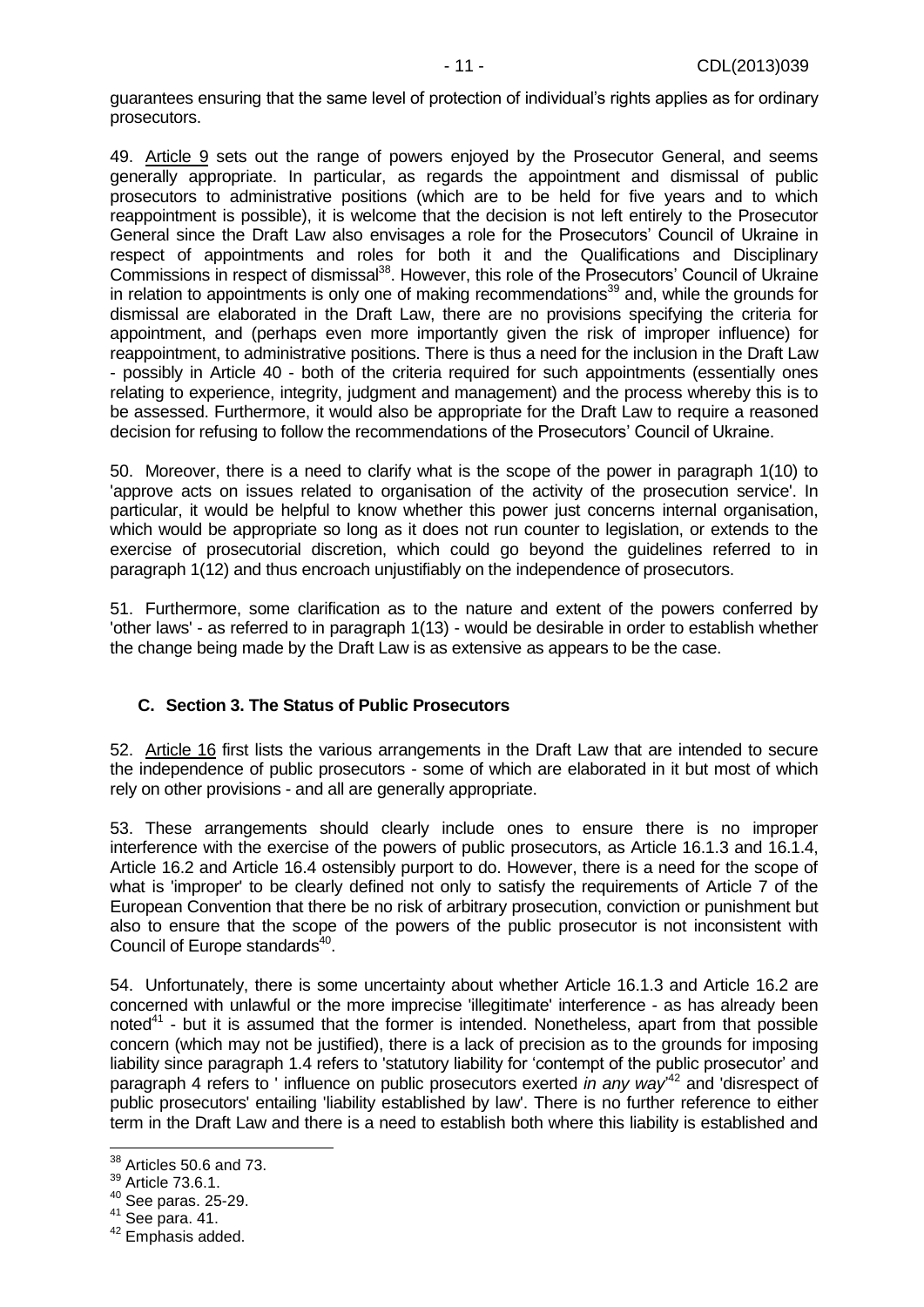guarantees ensuring that the same level of protection of individual's rights applies as for ordinary prosecutors.

49. Article 9 sets out the range of powers enjoyed by the Prosecutor General, and seems generally appropriate. In particular, as regards the appointment and dismissal of public prosecutors to administrative positions (which are to be held for five years and to which reappointment is possible), it is welcome that the decision is not left entirely to the Prosecutor General since the Draft Law also envisages a role for the Prosecutors' Council of Ukraine in respect of appointments and roles for both it and the Qualifications and Disciplinary Commissions in respect of dismissal[38]. However, this role of the Prosecutors' Council of Ukraine in relation to appointments is only one of making recommendations[39] and, while the grounds for dismissal are elaborated in the Draft Law, there are no provisions specifying the criteria for appointment, and (perhaps even more importantly given the risk of improper influence) for reappointment, to administrative positions. There is thus a need for the inclusion in the Draft Law - possibly in Article 40 - both of the criteria required for such appointments (essentially ones relating to experience, integrity, judgment and management) and the process whereby this is to be assessed. Furthermore, it would also be appropriate for the Draft Law to require a reasoned decision for refusing to follow the recommendations of the Prosecutors' Council of Ukraine.

50. Moreover, there is a need to clarify what is the scope of the power in paragraph 1(10) to 'approve acts on issues related to organisation of the activity of the prosecution service'. In particular, it would be helpful to know whether this power just concerns internal organisation, which would be appropriate so long as it does not run counter to legislation, or extends to the exercise of prosecutorial discretion, which could go beyond the guidelines referred to in paragraph 1(12) and thus encroach unjustifiably on the independence of prosecutors.

51. Furthermore, some clarification as to the nature and extent of the powers conferred by 'other laws' - as referred to in paragraph 1(13) - would be desirable in order to establish whether the change being made by the Draft Law is as extensive as appears to be the case.

### C. Section 3. The Status of Public Prosecutors

52. Article 16 first lists the various arrangements in the Draft Law that are intended to secure the independence of public prosecutors - some of which are elaborated in it but most of which rely on other provisions - and all are generally appropriate.

53. These arrangements should clearly include ones to ensure there is no improper interference with the exercise of the powers of public prosecutors, as Article 16.1.3 and 16.1.4, Article 16.2 and Article 16.4 ostensibly purport to do. However, there is a need for the scope of what is 'improper' to be clearly defined not only to satisfy the requirements of Article 7 of the European Convention that there be no risk of arbitrary prosecution, conviction or punishment but also to ensure that the scope of the powers of the public prosecutor is not inconsistent with Council of Europe standards[40].

54. Unfortunately, there is some uncertainty about whether Article 16.1.3 and Article 16.2 are concerned with unlawful or the more imprecise 'illegitimate' interference - as has already been noted[41] - but it is assumed that the former is intended. Nonetheless, apart from that possible concern (which may not be justified), there is a lack of precision as to the grounds for imposing liability since paragraph 1.4 refers to 'statutory liability for 'contempt of the public prosecutor' and paragraph 4 refers to ' influence on public prosecutors exerted *in any way*'[42] and 'disrespect of public prosecutors' entailing 'liability established by law'. There is no further reference to either term in the Draft Law and there is a need to establish both where this liability is established and

[38] Articles 50.6 and 73.
[39] Article 73.6.1.
[40] See paras. 25-29.
[41] See para. 41.
[42] Emphasis added.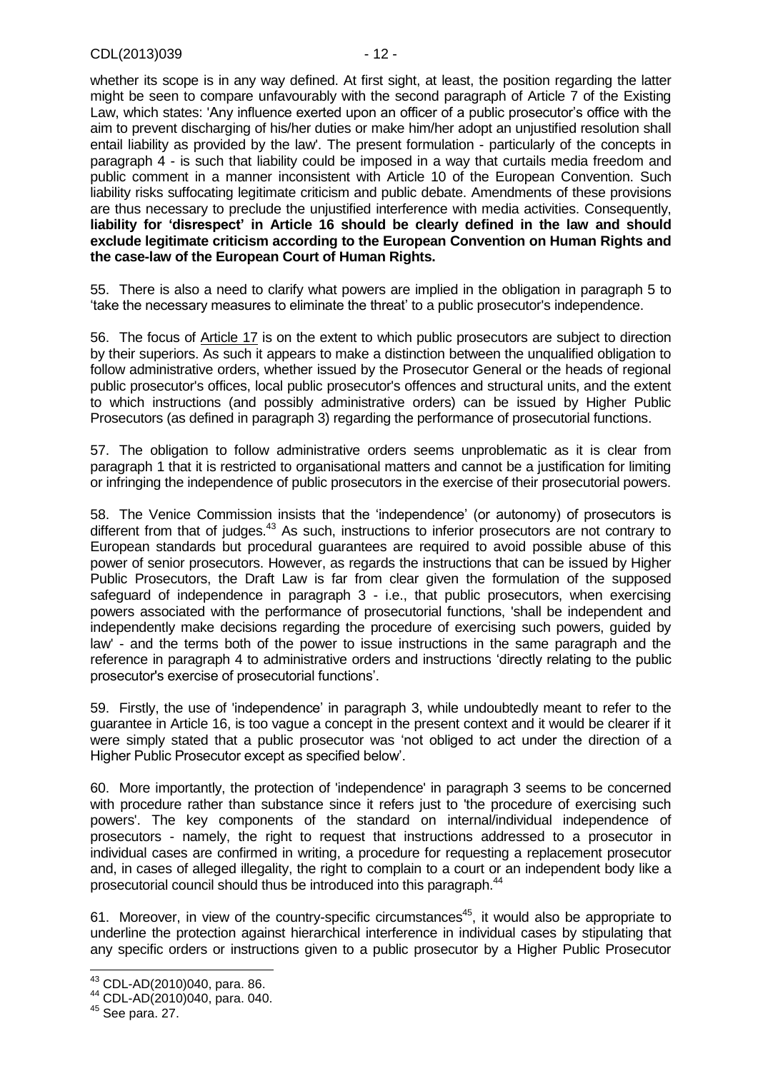whether its scope is in any way defined. At first sight, at least, the position regarding the latter might be seen to compare unfavourably with the second paragraph of Article 7 of the Existing Law, which states: 'Any influence exerted upon an officer of a public prosecutor's office with the aim to prevent discharging of his/her duties or make him/her adopt an unjustified resolution shall entail liability as provided by the law'. The present formulation - particularly of the concepts in paragraph 4 - is such that liability could be imposed in a way that curtails media freedom and public comment in a manner inconsistent with Article 10 of the European Convention. Such liability risks suffocating legitimate criticism and public debate. Amendments of these provisions are thus necessary to preclude the unjustified interference with media activities. Consequently, **liability for 'disrespect' in Article 16 should be clearly defined in the law and should exclude legitimate criticism according to the European Convention on Human Rights and the case-law of the European Court of Human Rights.**

55. There is also a need to clarify what powers are implied in the obligation in paragraph 5 to 'take the necessary measures to eliminate the threat' to a public prosecutor's independence.

56. The focus of Article 17 is on the extent to which public prosecutors are subject to direction by their superiors. As such it appears to make a distinction between the unqualified obligation to follow administrative orders, whether issued by the Prosecutor General or the heads of regional public prosecutor's offices, local public prosecutor's offences and structural units, and the extent to which instructions (and possibly administrative orders) can be issued by Higher Public Prosecutors (as defined in paragraph 3) regarding the performance of prosecutorial functions.

57. The obligation to follow administrative orders seems unproblematic as it is clear from paragraph 1 that it is restricted to organisational matters and cannot be a justification for limiting or infringing the independence of public prosecutors in the exercise of their prosecutorial powers.

58. The Venice Commission insists that the 'independence' (or autonomy) of prosecutors is different from that of judges.[43] As such, instructions to inferior prosecutors are not contrary to European standards but procedural guarantees are required to avoid possible abuse of this power of senior prosecutors. However, as regards the instructions that can be issued by Higher Public Prosecutors, the Draft Law is far from clear given the formulation of the supposed safeguard of independence in paragraph 3 - i.e., that public prosecutors, when exercising powers associated with the performance of prosecutorial functions, 'shall be independent and independently make decisions regarding the procedure of exercising such powers, guided by law' - and the terms both of the power to issue instructions in the same paragraph and the reference in paragraph 4 to administrative orders and instructions 'directly relating to the public prosecutor's exercise of prosecutorial functions'.

59. Firstly, the use of 'independence' in paragraph 3, while undoubtedly meant to refer to the guarantee in Article 16, is too vague a concept in the present context and it would be clearer if it were simply stated that a public prosecutor was 'not obliged to act under the direction of a Higher Public Prosecutor except as specified below'.

60. More importantly, the protection of 'independence' in paragraph 3 seems to be concerned with procedure rather than substance since it refers just to 'the procedure of exercising such powers'. The key components of the standard on internal/individual independence of prosecutors - namely, the right to request that instructions addressed to a prosecutor in individual cases are confirmed in writing, a procedure for requesting a replacement prosecutor and, in cases of alleged illegality, the right to complain to a court or an independent body like a prosecutorial council should thus be introduced into this paragraph.[44]

61. Moreover, in view of the country-specific circumstances[45], it would also be appropriate to underline the protection against hierarchical interference in individual cases by stipulating that any specific orders or instructions given to a public prosecutor by a Higher Public Prosecutor

---

[43] CDL-AD(2010)040, para. 86.

[44] CDL-AD(2010)040, para. 040.

[45] See para. 27.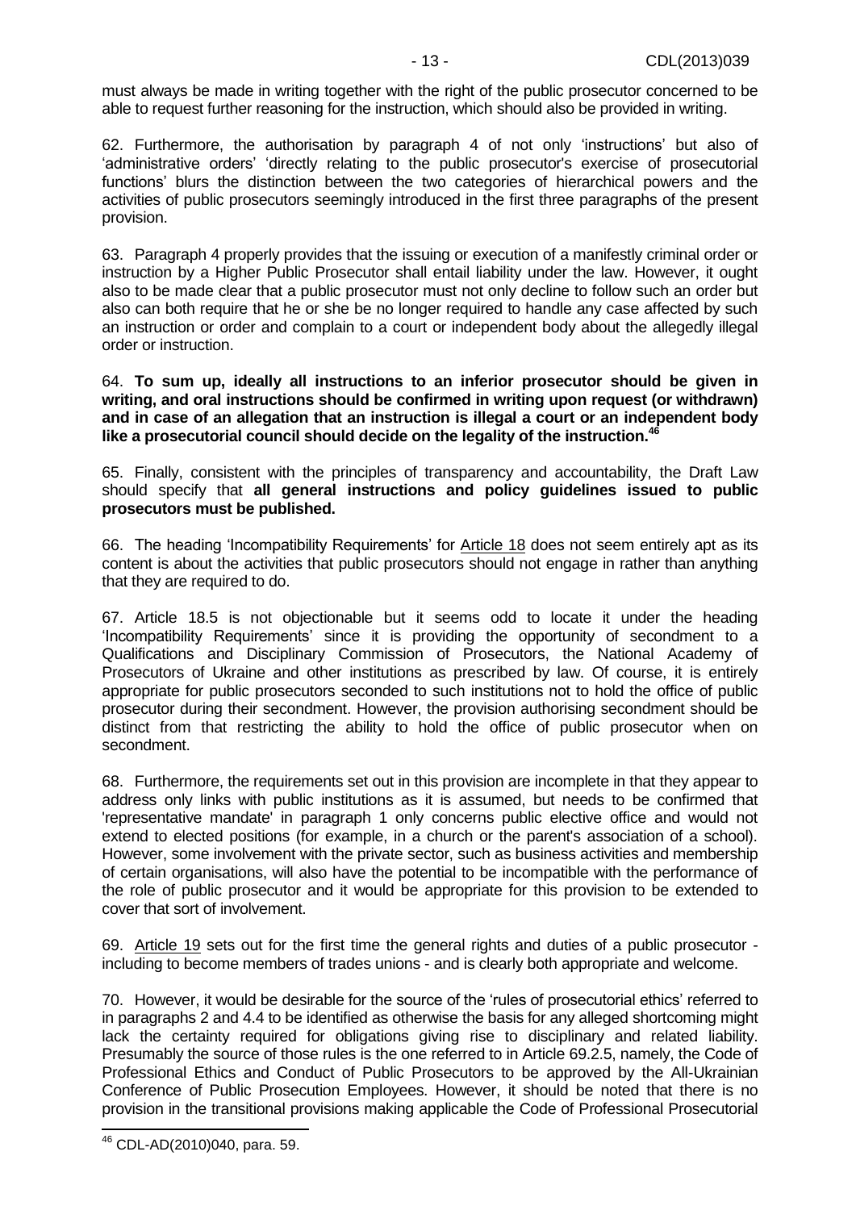must always be made in writing together with the right of the public prosecutor concerned to be able to request further reasoning for the instruction, which should also be provided in writing.

62. Furthermore, the authorisation by paragraph 4 of not only 'instructions' but also of 'administrative orders' 'directly relating to the public prosecutor's exercise of prosecutorial functions' blurs the distinction between the two categories of hierarchical powers and the activities of public prosecutors seemingly introduced in the first three paragraphs of the present provision.

63. Paragraph 4 properly provides that the issuing or execution of a manifestly criminal order or instruction by a Higher Public Prosecutor shall entail liability under the law. However, it ought also to be made clear that a public prosecutor must not only decline to follow such an order but also can both require that he or she be no longer required to handle any case affected by such an instruction or order and complain to a court or independent body about the allegedly illegal order or instruction.

64. **To sum up, ideally all instructions to an inferior prosecutor should be given in writing, and oral instructions should be confirmed in writing upon request (or withdrawn) and in case of an allegation that an instruction is illegal a court or an independent body like a prosecutorial council should decide on the legality of the instruction.**[46]

65. Finally, consistent with the principles of transparency and accountability, the Draft Law should specify that **all general instructions and policy guidelines issued to public prosecutors must be published.**

66. The heading 'Incompatibility Requirements' for Article 18 does not seem entirely apt as its content is about the activities that public prosecutors should not engage in rather than anything that they are required to do.

67. Article 18.5 is not objectionable but it seems odd to locate it under the heading 'Incompatibility Requirements' since it is providing the opportunity of secondment to a Qualifications and Disciplinary Commission of Prosecutors, the National Academy of Prosecutors of Ukraine and other institutions as prescribed by law. Of course, it is entirely appropriate for public prosecutors seconded to such institutions not to hold the office of public prosecutor during their secondment. However, the provision authorising secondment should be distinct from that restricting the ability to hold the office of public prosecutor when on secondment.

68. Furthermore, the requirements set out in this provision are incomplete in that they appear to address only links with public institutions as it is assumed, but needs to be confirmed that 'representative mandate' in paragraph 1 only concerns public elective office and would not extend to elected positions (for example, in a church or the parent's association of a school). However, some involvement with the private sector, such as business activities and membership of certain organisations, will also have the potential to be incompatible with the performance of the role of public prosecutor and it would be appropriate for this provision to be extended to cover that sort of involvement.

69. Article 19 sets out for the first time the general rights and duties of a public prosecutor - including to become members of trades unions - and is clearly both appropriate and welcome.

70. However, it would be desirable for the source of the 'rules of prosecutorial ethics' referred to in paragraphs 2 and 4.4 to be identified as otherwise the basis for any alleged shortcoming might lack the certainty required for obligations giving rise to disciplinary and related liability. Presumably the source of those rules is the one referred to in Article 69.2.5, namely, the Code of Professional Ethics and Conduct of Public Prosecutors to be approved by the All-Ukrainian Conference of Public Prosecution Employees. However, it should be noted that there is no provision in the transitional provisions making applicable the Code of Professional Prosecutorial

[46] CDL-AD(2010)040, para. 59.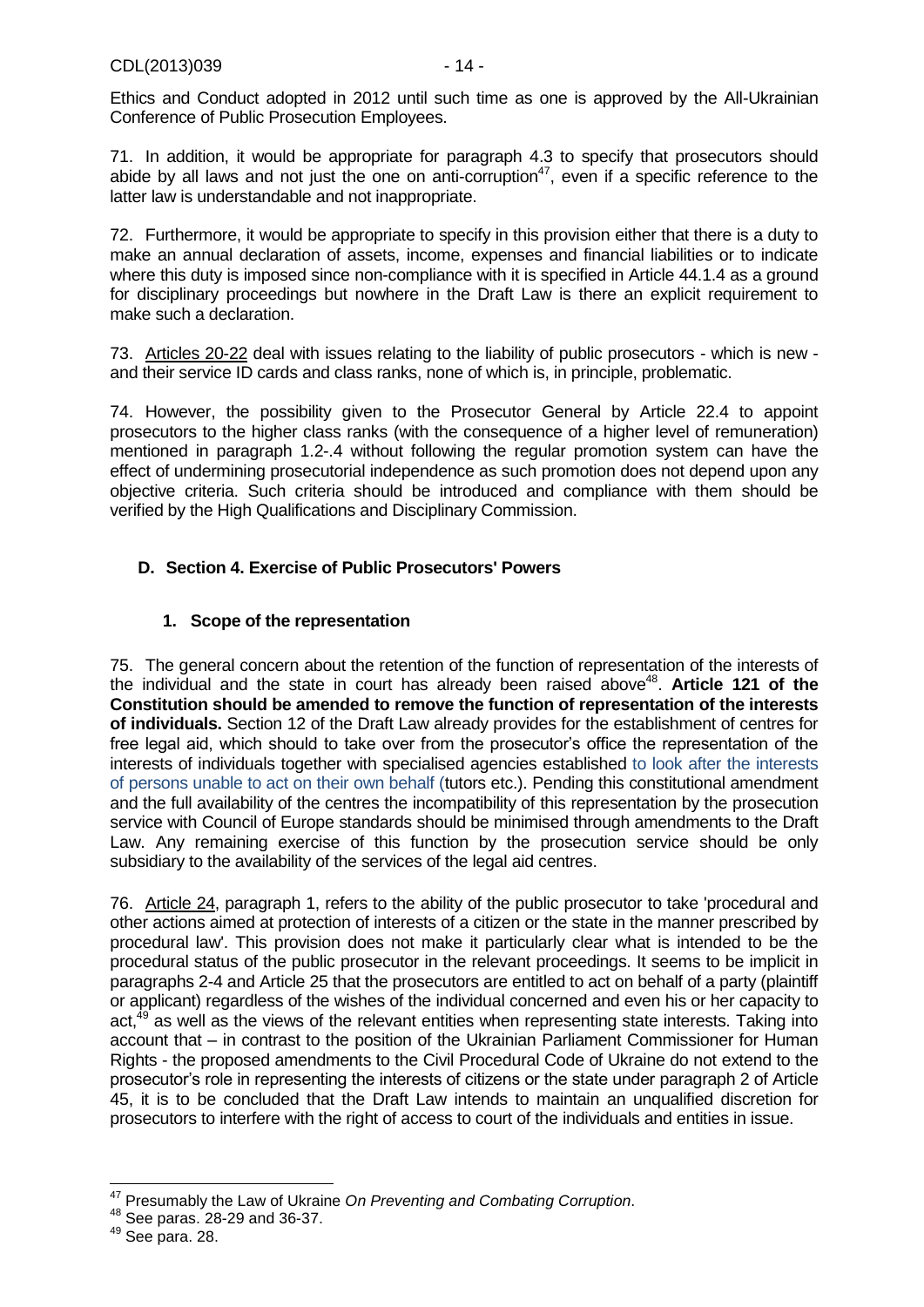Ethics and Conduct adopted in 2012 until such time as one is approved by the All-Ukrainian Conference of Public Prosecution Employees.

71. In addition, it would be appropriate for paragraph 4.3 to specify that prosecutors should abide by all laws and not just the one on anti-corruption[47], even if a specific reference to the latter law is understandable and not inappropriate.

72. Furthermore, it would be appropriate to specify in this provision either that there is a duty to make an annual declaration of assets, income, expenses and financial liabilities or to indicate where this duty is imposed since non-compliance with it is specified in Article 44.1.4 as a ground for disciplinary proceedings but nowhere in the Draft Law is there an explicit requirement to make such a declaration.

73. Articles 20-22 deal with issues relating to the liability of public prosecutors - which is new - and their service ID cards and class ranks, none of which is, in principle, problematic.

74. However, the possibility given to the Prosecutor General by Article 22.4 to appoint prosecutors to the higher class ranks (with the consequence of a higher level of remuneration) mentioned in paragraph 1.2-.4 without following the regular promotion system can have the effect of undermining prosecutorial independence as such promotion does not depend upon any objective criteria. Such criteria should be introduced and compliance with them should be verified by the High Qualifications and Disciplinary Commission.

## D. Section 4. Exercise of Public Prosecutors' Powers

### 1. Scope of the representation

75. The general concern about the retention of the function of representation of the interests of the individual and the state in court has already been raised above[48]. **Article 121 of the Constitution should be amended to remove the function of representation of the interests of individuals.** Section 12 of the Draft Law already provides for the establishment of centres for free legal aid, which should to take over from the prosecutor's office the representation of the interests of individuals together with specialised agencies established to look after the interests of persons unable to act on their own behalf (tutors etc.). Pending this constitutional amendment and the full availability of the centres the incompatibility of this representation by the prosecution service with Council of Europe standards should be minimised through amendments to the Draft Law. Any remaining exercise of this function by the prosecution service should be only subsidiary to the availability of the services of the legal aid centres.

76. Article 24, paragraph 1, refers to the ability of the public prosecutor to take 'procedural and other actions aimed at protection of interests of a citizen or the state in the manner prescribed by procedural law'. This provision does not make it particularly clear what is intended to be the procedural status of the public prosecutor in the relevant proceedings. It seems to be implicit in paragraphs 2-4 and Article 25 that the prosecutors are entitled to act on behalf of a party (plaintiff or applicant) regardless of the wishes of the individual concerned and even his or her capacity to act,[49] as well as the views of the relevant entities when representing state interests. Taking into account that – in contrast to the position of the Ukrainian Parliament Commissioner for Human Rights - the proposed amendments to the Civil Procedural Code of Ukraine do not extend to the prosecutor's role in representing the interests of citizens or the state under paragraph 2 of Article 45, it is to be concluded that the Draft Law intends to maintain an unqualified discretion for prosecutors to interfere with the right of access to court of the individuals and entities in issue.

---

[47] Presumably the Law of Ukraine *On Preventing and Combating Corruption*.

[48] See paras. 28-29 and 36-37.

[49] See para. 28.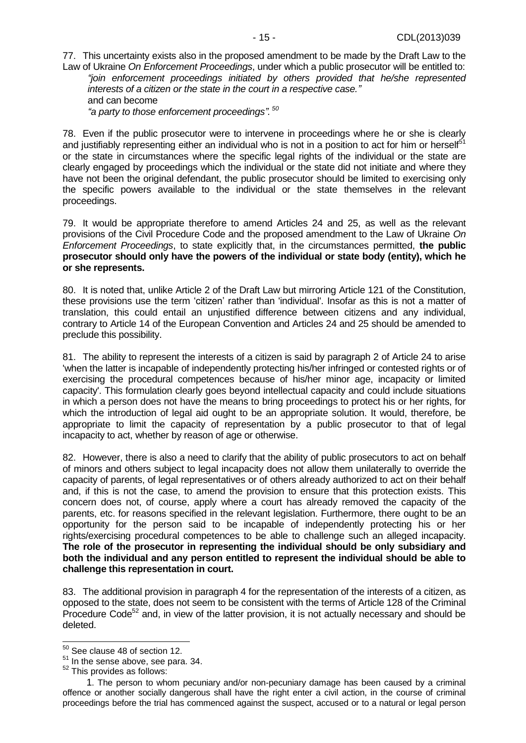77. This uncertainty exists also in the proposed amendment to be made by the Draft Law to the Law of Ukraine *On Enforcement Proceedings*, under which a public prosecutor will be entitled to:

*"join enforcement proceedings initiated by others provided that he/she represented interests of a citizen or the state in the court in a respective case."*

and can become

*"a party to those enforcement proceedings".* [50]

78. Even if the public prosecutor were to intervene in proceedings where he or she is clearly and justifiably representing either an individual who is not in a position to act for him or herself[51] or the state in circumstances where the specific legal rights of the individual or the state are clearly engaged by proceedings which the individual or the state did not initiate and where they have not been the original defendant, the public prosecutor should be limited to exercising only the specific powers available to the individual or the state themselves in the relevant proceedings.

79. It would be appropriate therefore to amend Articles 24 and 25, as well as the relevant provisions of the Civil Procedure Code and the proposed amendment to the Law of Ukraine *On Enforcement Proceedings*, to state explicitly that, in the circumstances permitted, **the public prosecutor should only have the powers of the individual or state body (entity), which he or she represents.**

80. It is noted that, unlike Article 2 of the Draft Law but mirroring Article 121 of the Constitution, these provisions use the term 'citizen' rather than 'individual'. Insofar as this is not a matter of translation, this could entail an unjustified difference between citizens and any individual, contrary to Article 14 of the European Convention and Articles 24 and 25 should be amended to preclude this possibility.

81. The ability to represent the interests of a citizen is said by paragraph 2 of Article 24 to arise 'when the latter is incapable of independently protecting his/her infringed or contested rights or of exercising the procedural competences because of his/her minor age, incapacity or limited capacity'. This formulation clearly goes beyond intellectual capacity and could include situations in which a person does not have the means to bring proceedings to protect his or her rights, for which the introduction of legal aid ought to be an appropriate solution. It would, therefore, be appropriate to limit the capacity of representation by a public prosecutor to that of legal incapacity to act, whether by reason of age or otherwise.

82. However, there is also a need to clarify that the ability of public prosecutors to act on behalf of minors and others subject to legal incapacity does not allow them unilaterally to override the capacity of parents, of legal representatives or of others already authorized to act on their behalf and, if this is not the case, to amend the provision to ensure that this protection exists. This concern does not, of course, apply where a court has already removed the capacity of the parents, etc. for reasons specified in the relevant legislation. Furthermore, there ought to be an opportunity for the person said to be incapable of independently protecting his or her rights/exercising procedural competences to be able to challenge such an alleged incapacity. **The role of the prosecutor in representing the individual should be only subsidiary and both the individual and any person entitled to represent the individual should be able to challenge this representation in court.**

83. The additional provision in paragraph 4 for the representation of the interests of a citizen, as opposed to the state, does not seem to be consistent with the terms of Article 128 of the Criminal Procedure Code[52] and, in view of the latter provision, it is not actually necessary and should be deleted.

---

[50] See clause 48 of section 12.

[51] In the sense above, see para. 34.

[52] This provides as follows:

1. The person to whom pecuniary and/or non-pecuniary damage has been caused by a criminal offence or another socially dangerous shall have the right enter a civil action, in the course of criminal proceedings before the trial has commenced against the suspect, accused or to a natural or legal person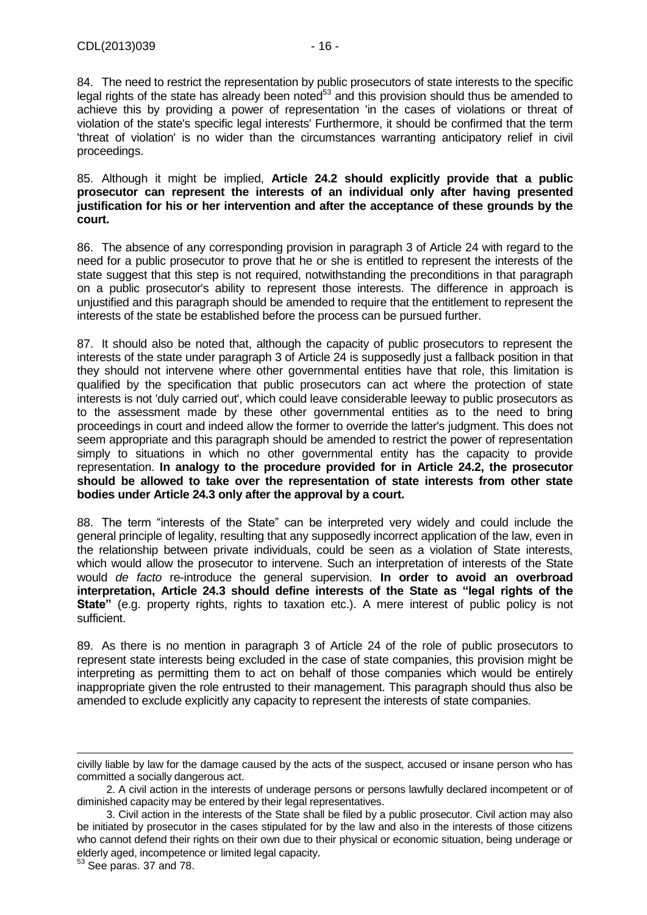84. The need to restrict the representation by public prosecutors of state interests to the specific legal rights of the state has already been noted[53] and this provision should thus be amended to achieve this by providing a power of representation 'in the cases of violations or threat of violation of the state's specific legal interests' Furthermore, it should be confirmed that the term 'threat of violation' is no wider than the circumstances warranting anticipatory relief in civil proceedings.

85. Although it might be implied, **Article 24.2 should explicitly provide that a public prosecutor can represent the interests of an individual only after having presented justification for his or her intervention and after the acceptance of these grounds by the court.**

86. The absence of any corresponding provision in paragraph 3 of Article 24 with regard to the need for a public prosecutor to prove that he or she is entitled to represent the interests of the state suggest that this step is not required, notwithstanding the preconditions in that paragraph on a public prosecutor's ability to represent those interests. The difference in approach is unjustified and this paragraph should be amended to require that the entitlement to represent the interests of the state be established before the process can be pursued further.

87. It should also be noted that, although the capacity of public prosecutors to represent the interests of the state under paragraph 3 of Article 24 is supposedly just a fallback position in that they should not intervene where other governmental entities have that role, this limitation is qualified by the specification that public prosecutors can act where the protection of state interests is not 'duly carried out', which could leave considerable leeway to public prosecutors as to the assessment made by these other governmental entities as to the need to bring proceedings in court and indeed allow the former to override the latter's judgment. This does not seem appropriate and this paragraph should be amended to restrict the power of representation simply to situations in which no other governmental entity has the capacity to provide representation. **In analogy to the procedure provided for in Article 24.2, the prosecutor should be allowed to take over the representation of state interests from other state bodies under Article 24.3 only after the approval by a court.**

88. The term "interests of the State" can be interpreted very widely and could include the general principle of legality, resulting that any supposedly incorrect application of the law, even in the relationship between private individuals, could be seen as a violation of State interests, which would allow the prosecutor to intervene. Such an interpretation of interests of the State would *de facto* re-introduce the general supervision. **In order to avoid an overbroad interpretation, Article 24.3 should define interests of the State as "legal rights of the State"** (e.g. property rights, rights to taxation etc.). A mere interest of public policy is not sufficient.

89. As there is no mention in paragraph 3 of Article 24 of the role of public prosecutors to represent state interests being excluded in the case of state companies, this provision might be interpreting as permitting them to act on behalf of those companies which would be entirely inappropriate given the role entrusted to their management. This paragraph should thus also be amended to exclude explicitly any capacity to represent the interests of state companies.

---

civilly liable by law for the damage caused by the acts of the suspect, accused or insane person who has committed a socially dangerous act.

2. A civil action in the interests of underage persons or persons lawfully declared incompetent or of diminished capacity may be entered by their legal representatives.

3. Civil action in the interests of the State shall be filed by a public prosecutor. Civil action may also be initiated by prosecutor in the cases stipulated for by the law and also in the interests of those citizens who cannot defend their rights on their own due to their physical or economic situation, being underage or elderly aged, incompetence or limited legal capacity.

[53] See paras. 37 and 78.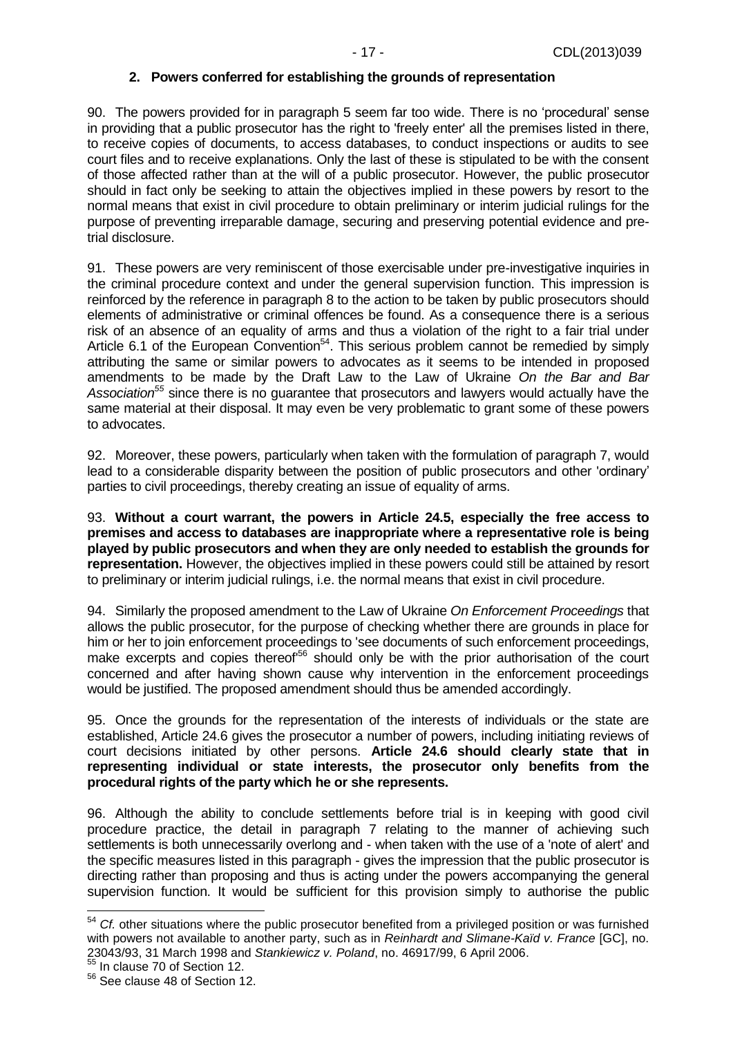### 2. Powers conferred for establishing the grounds of representation

90. The powers provided for in paragraph 5 seem far too wide. There is no 'procedural' sense in providing that a public prosecutor has the right to 'freely enter' all the premises listed in there, to receive copies of documents, to access databases, to conduct inspections or audits to see court files and to receive explanations. Only the last of these is stipulated to be with the consent of those affected rather than at the will of a public prosecutor. However, the public prosecutor should in fact only be seeking to attain the objectives implied in these powers by resort to the normal means that exist in civil procedure to obtain preliminary or interim judicial rulings for the purpose of preventing irreparable damage, securing and preserving potential evidence and pre-trial disclosure.

91. These powers are very reminiscent of those exercisable under pre-investigative inquiries in the criminal procedure context and under the general supervision function. This impression is reinforced by the reference in paragraph 8 to the action to be taken by public prosecutors should elements of administrative or criminal offences be found. As a consequence there is a serious risk of an absence of an equality of arms and thus a violation of the right to a fair trial under Article 6.1 of the European Convention[54]. This serious problem cannot be remedied by simply attributing the same or similar powers to advocates as it seems to be intended in proposed amendments to be made by the Draft Law to the Law of Ukraine *On the Bar and Bar Association*[55] since there is no guarantee that prosecutors and lawyers would actually have the same material at their disposal. It may even be very problematic to grant some of these powers to advocates.

92. Moreover, these powers, particularly when taken with the formulation of paragraph 7, would lead to a considerable disparity between the position of public prosecutors and other 'ordinary' parties to civil proceedings, thereby creating an issue of equality of arms.

93. **Without a court warrant, the powers in Article 24.5, especially the free access to premises and access to databases are inappropriate where a representative role is being played by public prosecutors and when they are only needed to establish the grounds for representation.** However, the objectives implied in these powers could still be attained by resort to preliminary or interim judicial rulings, i.e. the normal means that exist in civil procedure.

94. Similarly the proposed amendment to the Law of Ukraine *On Enforcement Proceedings* that allows the public prosecutor, for the purpose of checking whether there are grounds in place for him or her to join enforcement proceedings to 'see documents of such enforcement proceedings, make excerpts and copies thereof'[56] should only be with the prior authorisation of the court concerned and after having shown cause why intervention in the enforcement proceedings would be justified. The proposed amendment should thus be amended accordingly.

95. Once the grounds for the representation of the interests of individuals or the state are established, Article 24.6 gives the prosecutor a number of powers, including initiating reviews of court decisions initiated by other persons. **Article 24.6 should clearly state that in representing individual or state interests, the prosecutor only benefits from the procedural rights of the party which he or she represents.**

96. Although the ability to conclude settlements before trial is in keeping with good civil procedure practice, the detail in paragraph 7 relating to the manner of achieving such settlements is both unnecessarily overlong and - when taken with the use of a 'note of alert' and the specific measures listed in this paragraph - gives the impression that the public prosecutor is directing rather than proposing and thus is acting under the powers accompanying the general supervision function. It would be sufficient for this provision simply to authorise the public

---

[54] *Cf.* other situations where the public prosecutor benefited from a privileged position or was furnished with powers not available to another party, such as in *Reinhardt and Slimane-Kaïd v. France* [GC], no. 23043/93, 31 March 1998 and *Stankiewicz v. Poland*, no. 46917/99, 6 April 2006.

[55] In clause 70 of Section 12.

[56] See clause 48 of Section 12.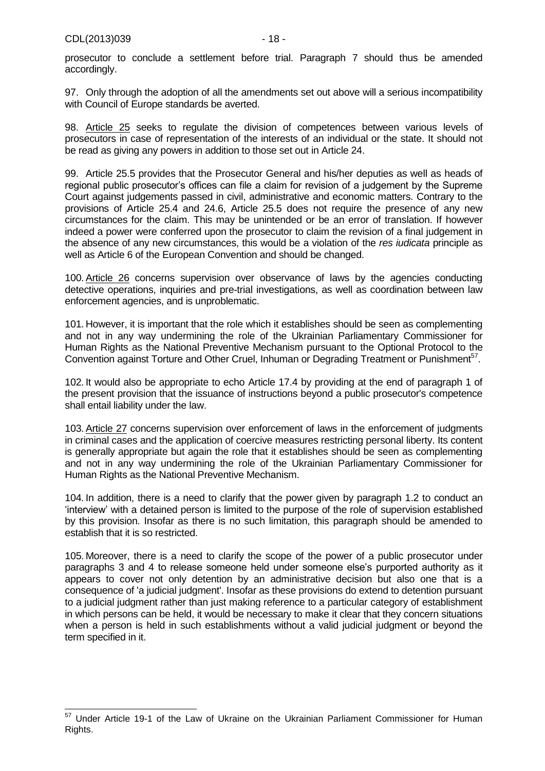prosecutor to conclude a settlement before trial. Paragraph 7 should thus be amended accordingly.

97. Only through the adoption of all the amendments set out above will a serious incompatibility with Council of Europe standards be averted.

98. Article 25 seeks to regulate the division of competences between various levels of prosecutors in case of representation of the interests of an individual or the state. It should not be read as giving any powers in addition to those set out in Article 24.

99. Article 25.5 provides that the Prosecutor General and his/her deputies as well as heads of regional public prosecutor's offices can file a claim for revision of a judgement by the Supreme Court against judgements passed in civil, administrative and economic matters. Contrary to the provisions of Article 25.4 and 24.6, Article 25.5 does not require the presence of any new circumstances for the claim. This may be unintended or be an error of translation. If however indeed a power were conferred upon the prosecutor to claim the revision of a final judgement in the absence of any new circumstances, this would be a violation of the *res iudicata* principle as well as Article 6 of the European Convention and should be changed.

100. Article 26 concerns supervision over observance of laws by the agencies conducting detective operations, inquiries and pre-trial investigations, as well as coordination between law enforcement agencies, and is unproblematic.

101. However, it is important that the role which it establishes should be seen as complementing and not in any way undermining the role of the Ukrainian Parliamentary Commissioner for Human Rights as the National Preventive Mechanism pursuant to the Optional Protocol to the Convention against Torture and Other Cruel, Inhuman or Degrading Treatment or Punishment[57].

102. It would also be appropriate to echo Article 17.4 by providing at the end of paragraph 1 of the present provision that the issuance of instructions beyond a public prosecutor's competence shall entail liability under the law.

103. Article 27 concerns supervision over enforcement of laws in the enforcement of judgments in criminal cases and the application of coercive measures restricting personal liberty. Its content is generally appropriate but again the role that it establishes should be seen as complementing and not in any way undermining the role of the Ukrainian Parliamentary Commissioner for Human Rights as the National Preventive Mechanism.

104. In addition, there is a need to clarify that the power given by paragraph 1.2 to conduct an 'interview' with a detained person is limited to the purpose of the role of supervision established by this provision. Insofar as there is no such limitation, this paragraph should be amended to establish that it is so restricted.

105. Moreover, there is a need to clarify the scope of the power of a public prosecutor under paragraphs 3 and 4 to release someone held under someone else's purported authority as it appears to cover not only detention by an administrative decision but also one that is a consequence of 'a judicial judgment'. Insofar as these provisions do extend to detention pursuant to a judicial judgment rather than just making reference to a particular category of establishment in which persons can be held, it would be necessary to make it clear that they concern situations when a person is held in such establishments without a valid judicial judgment or beyond the term specified in it.

---

[57] Under Article 19-1 of the Law of Ukraine on the Ukrainian Parliament Commissioner for Human Rights.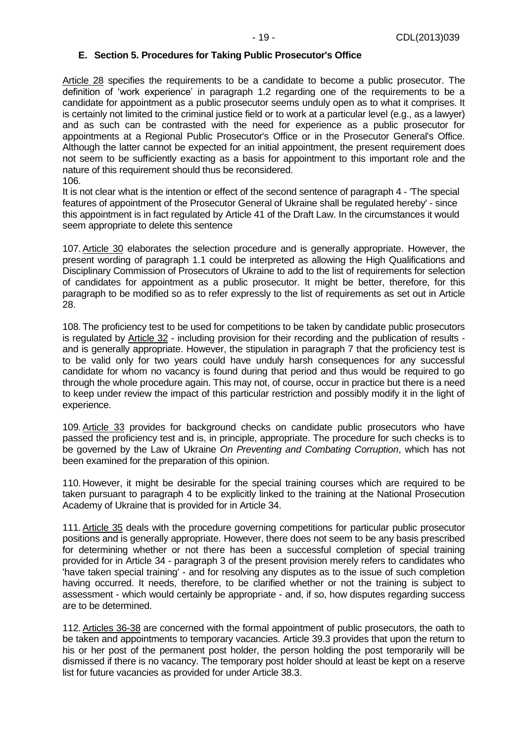### E. Section 5. Procedures for Taking Public Prosecutor's Office

Article 28 specifies the requirements to be a candidate to become a public prosecutor. The definition of 'work experience' in paragraph 1.2 regarding one of the requirements to be a candidate for appointment as a public prosecutor seems unduly open as to what it comprises. It is certainly not limited to the criminal justice field or to work at a particular level (e.g., as a lawyer) and as such can be contrasted with the need for experience as a public prosecutor for appointments at a Regional Public Prosecutor's Office or in the Prosecutor General's Office. Although the latter cannot be expected for an initial appointment, the present requirement does not seem to be sufficiently exacting as a basis for appointment to this important role and the nature of this requirement should thus be reconsidered.

106.

It is not clear what is the intention or effect of the second sentence of paragraph 4 - 'The special features of appointment of the Prosecutor General of Ukraine shall be regulated hereby' - since this appointment is in fact regulated by Article 41 of the Draft Law. In the circumstances it would seem appropriate to delete this sentence

107. Article 30 elaborates the selection procedure and is generally appropriate. However, the present wording of paragraph 1.1 could be interpreted as allowing the High Qualifications and Disciplinary Commission of Prosecutors of Ukraine to add to the list of requirements for selection of candidates for appointment as a public prosecutor. It might be better, therefore, for this paragraph to be modified so as to refer expressly to the list of requirements as set out in Article 28.

108. The proficiency test to be used for competitions to be taken by candidate public prosecutors is regulated by Article 32 - including provision for their recording and the publication of results - and is generally appropriate. However, the stipulation in paragraph 7 that the proficiency test is to be valid only for two years could have unduly harsh consequences for any successful candidate for whom no vacancy is found during that period and thus would be required to go through the whole procedure again. This may not, of course, occur in practice but there is a need to keep under review the impact of this particular restriction and possibly modify it in the light of experience.

109. Article 33 provides for background checks on candidate public prosecutors who have passed the proficiency test and is, in principle, appropriate. The procedure for such checks is to be governed by the Law of Ukraine *On Preventing and Combating Corruption*, which has not been examined for the preparation of this opinion.

110. However, it might be desirable for the special training courses which are required to be taken pursuant to paragraph 4 to be explicitly linked to the training at the National Prosecution Academy of Ukraine that is provided for in Article 34.

111. Article 35 deals with the procedure governing competitions for particular public prosecutor positions and is generally appropriate. However, there does not seem to be any basis prescribed for determining whether or not there has been a successful completion of special training provided for in Article 34 - paragraph 3 of the present provision merely refers to candidates who 'have taken special training' - and for resolving any disputes as to the issue of such completion having occurred. It needs, therefore, to be clarified whether or not the training is subject to assessment - which would certainly be appropriate - and, if so, how disputes regarding success are to be determined.

112. Articles 36-38 are concerned with the formal appointment of public prosecutors, the oath to be taken and appointments to temporary vacancies. Article 39.3 provides that upon the return to his or her post of the permanent post holder, the person holding the post temporarily will be dismissed if there is no vacancy. The temporary post holder should at least be kept on a reserve list for future vacancies as provided for under Article 38.3.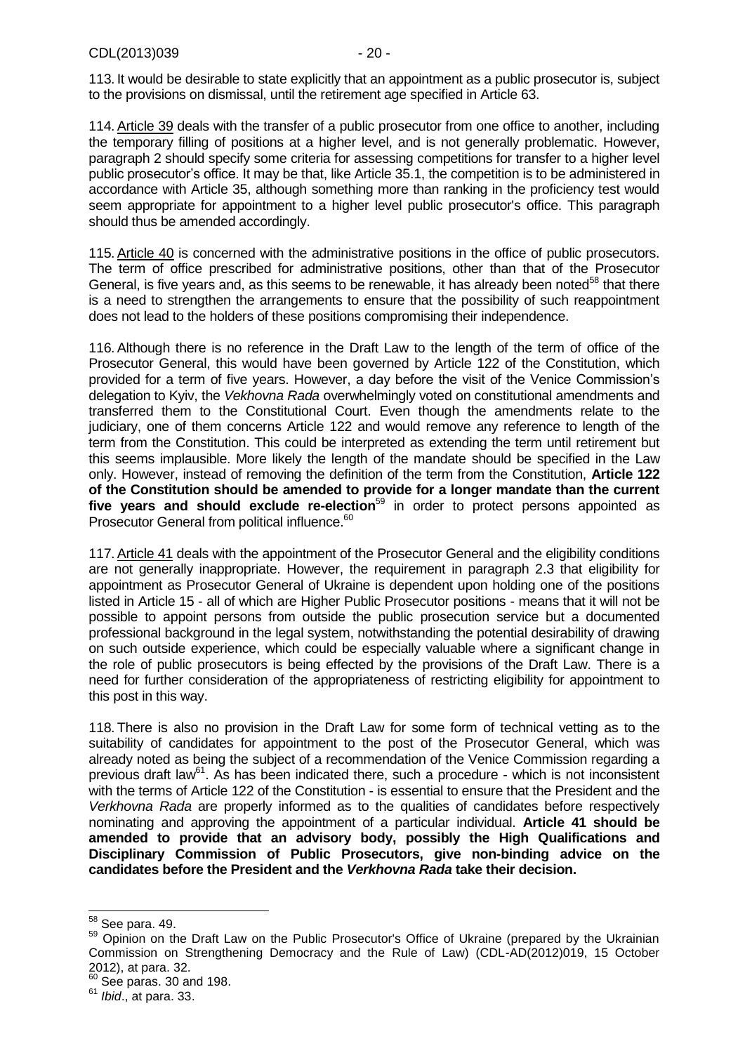113. It would be desirable to state explicitly that an appointment as a public prosecutor is, subject to the provisions on dismissal, until the retirement age specified in Article 63.

114. Article 39 deals with the transfer of a public prosecutor from one office to another, including the temporary filling of positions at a higher level, and is not generally problematic. However, paragraph 2 should specify some criteria for assessing competitions for transfer to a higher level public prosecutor's office. It may be that, like Article 35.1, the competition is to be administered in accordance with Article 35, although something more than ranking in the proficiency test would seem appropriate for appointment to a higher level public prosecutor's office. This paragraph should thus be amended accordingly.

115. Article 40 is concerned with the administrative positions in the office of public prosecutors. The term of office prescribed for administrative positions, other than that of the Prosecutor General, is five years and, as this seems to be renewable, it has already been noted[58] that there is a need to strengthen the arrangements to ensure that the possibility of such reappointment does not lead to the holders of these positions compromising their independence.

116. Although there is no reference in the Draft Law to the length of the term of office of the Prosecutor General, this would have been governed by Article 122 of the Constitution, which provided for a term of five years. However, a day before the visit of the Venice Commission's delegation to Kyiv, the *Vekhovna Rada* overwhelmingly voted on constitutional amendments and transferred them to the Constitutional Court. Even though the amendments relate to the judiciary, one of them concerns Article 122 and would remove any reference to length of the term from the Constitution. This could be interpreted as extending the term until retirement but this seems implausible. More likely the length of the mandate should be specified in the Law only. However, instead of removing the definition of the term from the Constitution, **Article 122 of the Constitution should be amended to provide for a longer mandate than the current five years and should exclude re-election**[59] in order to protect persons appointed as Prosecutor General from political influence.[60]

117. Article 41 deals with the appointment of the Prosecutor General and the eligibility conditions are not generally inappropriate. However, the requirement in paragraph 2.3 that eligibility for appointment as Prosecutor General of Ukraine is dependent upon holding one of the positions listed in Article 15 - all of which are Higher Public Prosecutor positions - means that it will not be possible to appoint persons from outside the public prosecution service but a documented professional background in the legal system, notwithstanding the potential desirability of drawing on such outside experience, which could be especially valuable where a significant change in the role of public prosecutors is being effected by the provisions of the Draft Law. There is a need for further consideration of the appropriateness of restricting eligibility for appointment to this post in this way.

118. There is also no provision in the Draft Law for some form of technical vetting as to the suitability of candidates for appointment to the post of the Prosecutor General, which was already noted as being the subject of a recommendation of the Venice Commission regarding a previous draft law[61]. As has been indicated there, such a procedure - which is not inconsistent with the terms of Article 122 of the Constitution - is essential to ensure that the President and the *Verkhovna Rada* are properly informed as to the qualities of candidates before respectively nominating and approving the appointment of a particular individual. **Article 41 should be amended to provide that an advisory body, possibly the High Qualifications and Disciplinary Commission of Public Prosecutors, give non-binding advice on the candidates before the President and the *Verkhovna Rada* take their decision.**

---

[58] See para. 49.

[59] Opinion on the Draft Law on the Public Prosecutor's Office of Ukraine (prepared by the Ukrainian Commission on Strengthening Democracy and the Rule of Law) (CDL-AD(2012)019, 15 October 2012), at para. 32.

[60] See paras. 30 and 198.

[61] *Ibid*., at para. 33.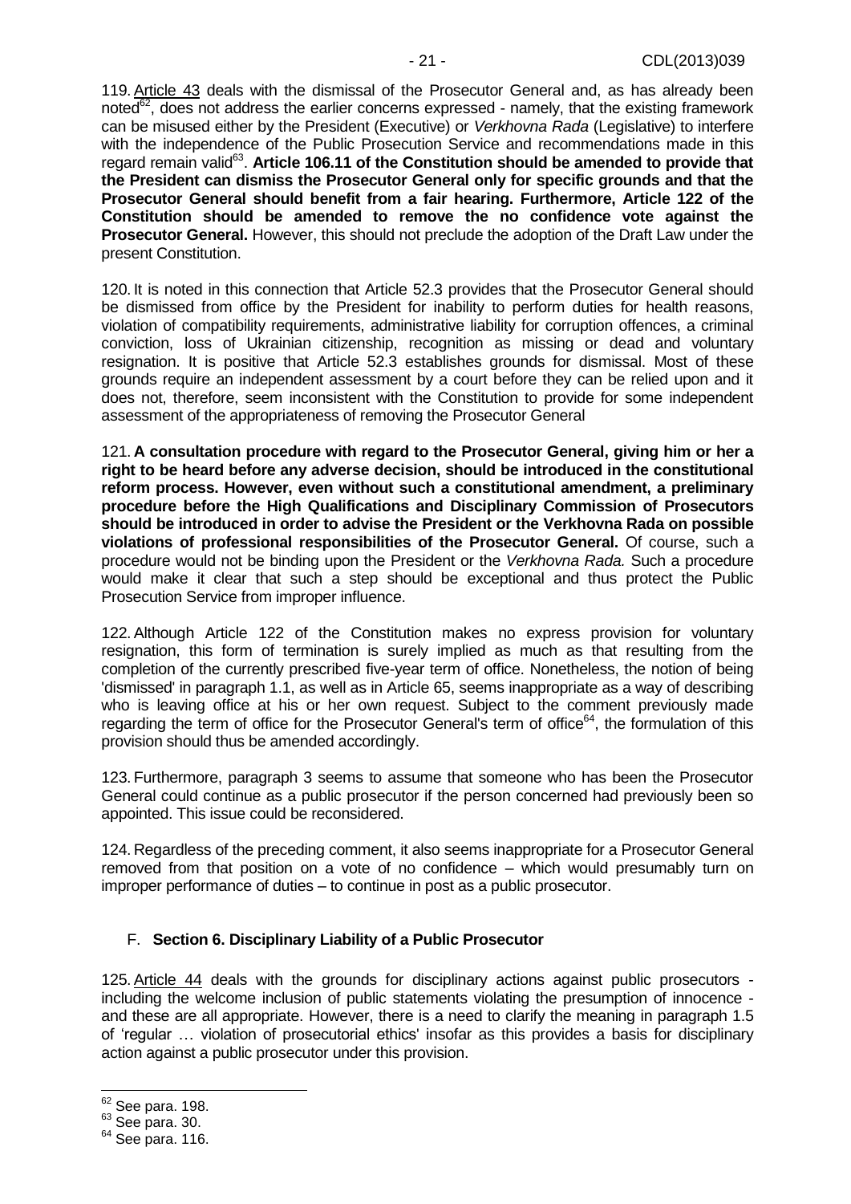119. Article 43 deals with the dismissal of the Prosecutor General and, as has already been noted[62], does not address the earlier concerns expressed - namely, that the existing framework can be misused either by the President (Executive) or *Verkhovna Rada* (Legislative) to interfere with the independence of the Public Prosecution Service and recommendations made in this regard remain valid[63]. **Article 106.11 of the Constitution should be amended to provide that the President can dismiss the Prosecutor General only for specific grounds and that the Prosecutor General should benefit from a fair hearing. Furthermore, Article 122 of the Constitution should be amended to remove the no confidence vote against the Prosecutor General.** However, this should not preclude the adoption of the Draft Law under the present Constitution.

120. It is noted in this connection that Article 52.3 provides that the Prosecutor General should be dismissed from office by the President for inability to perform duties for health reasons, violation of compatibility requirements, administrative liability for corruption offences, a criminal conviction, loss of Ukrainian citizenship, recognition as missing or dead and voluntary resignation. It is positive that Article 52.3 establishes grounds for dismissal. Most of these grounds require an independent assessment by a court before they can be relied upon and it does not, therefore, seem inconsistent with the Constitution to provide for some independent assessment of the appropriateness of removing the Prosecutor General

121. **A consultation procedure with regard to the Prosecutor General, giving him or her a right to be heard before any adverse decision, should be introduced in the constitutional reform process. However, even without such a constitutional amendment, a preliminary procedure before the High Qualifications and Disciplinary Commission of Prosecutors should be introduced in order to advise the President or the Verkhovna Rada on possible violations of professional responsibilities of the Prosecutor General.** Of course, such a procedure would not be binding upon the President or the *Verkhovna Rada.* Such a procedure would make it clear that such a step should be exceptional and thus protect the Public Prosecution Service from improper influence.

122. Although Article 122 of the Constitution makes no express provision for voluntary resignation, this form of termination is surely implied as much as that resulting from the completion of the currently prescribed five-year term of office. Nonetheless, the notion of being 'dismissed' in paragraph 1.1, as well as in Article 65, seems inappropriate as a way of describing who is leaving office at his or her own request. Subject to the comment previously made regarding the term of office for the Prosecutor General's term of office[64], the formulation of this provision should thus be amended accordingly.

123. Furthermore, paragraph 3 seems to assume that someone who has been the Prosecutor General could continue as a public prosecutor if the person concerned had previously been so appointed. This issue could be reconsidered.

124. Regardless of the preceding comment, it also seems inappropriate for a Prosecutor General removed from that position on a vote of no confidence – which would presumably turn on improper performance of duties – to continue in post as a public prosecutor.

## F. **Section 6. Disciplinary Liability of a Public Prosecutor**

125. Article 44 deals with the grounds for disciplinary actions against public prosecutors - including the welcome inclusion of public statements violating the presumption of innocence - and these are all appropriate. However, there is a need to clarify the meaning in paragraph 1.5 of 'regular … violation of prosecutorial ethics' insofar as this provides a basis for disciplinary action against a public prosecutor under this provision.

---

[62] See para. 198.

[63] See para. 30.

[64] See para. 116.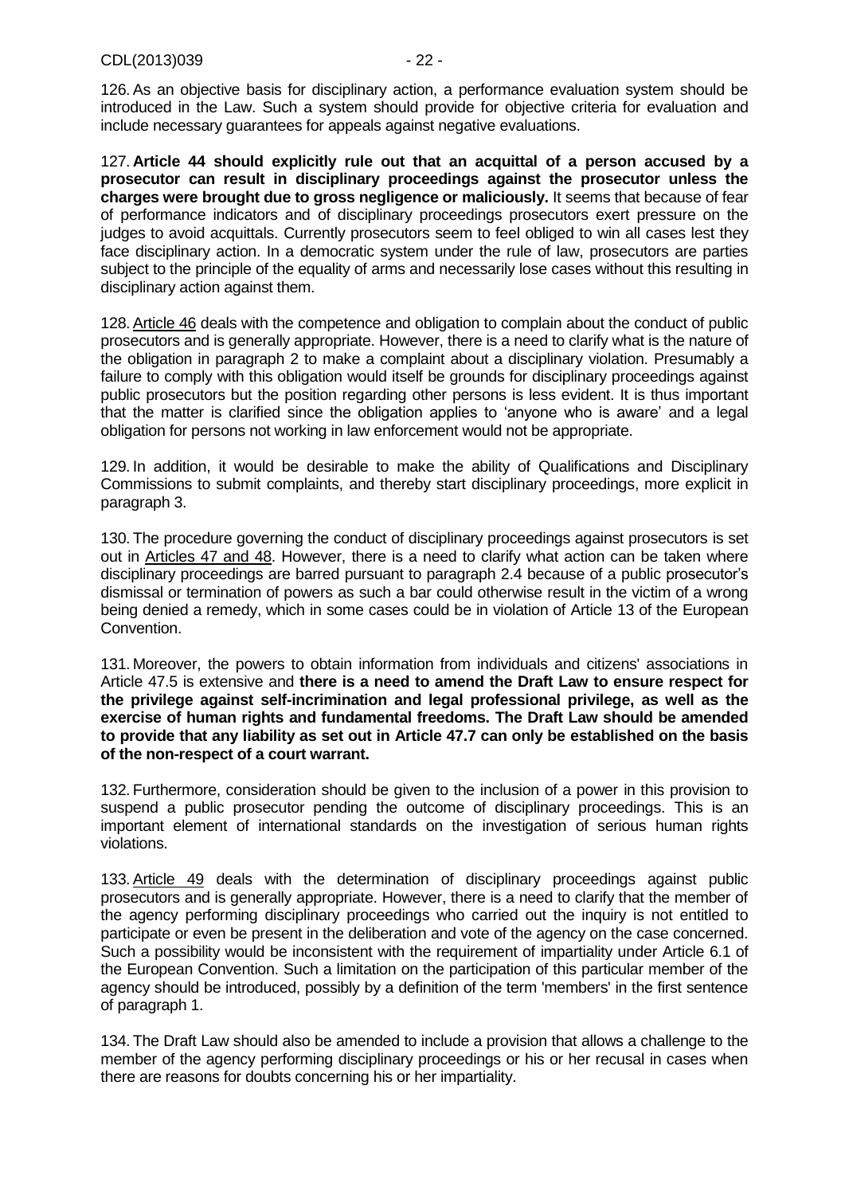126. As an objective basis for disciplinary action, a performance evaluation system should be introduced in the Law. Such a system should provide for objective criteria for evaluation and include necessary guarantees for appeals against negative evaluations.

127. **Article 44 should explicitly rule out that an acquittal of a person accused by a prosecutor can result in disciplinary proceedings against the prosecutor unless the charges were brought due to gross negligence or maliciously.** It seems that because of fear of performance indicators and of disciplinary proceedings prosecutors exert pressure on the judges to avoid acquittals. Currently prosecutors seem to feel obliged to win all cases lest they face disciplinary action. In a democratic system under the rule of law, prosecutors are parties subject to the principle of the equality of arms and necessarily lose cases without this resulting in disciplinary action against them.

128. Article 46 deals with the competence and obligation to complain about the conduct of public prosecutors and is generally appropriate. However, there is a need to clarify what is the nature of the obligation in paragraph 2 to make a complaint about a disciplinary violation. Presumably a failure to comply with this obligation would itself be grounds for disciplinary proceedings against public prosecutors but the position regarding other persons is less evident. It is thus important that the matter is clarified since the obligation applies to 'anyone who is aware' and a legal obligation for persons not working in law enforcement would not be appropriate.

129. In addition, it would be desirable to make the ability of Qualifications and Disciplinary Commissions to submit complaints, and thereby start disciplinary proceedings, more explicit in paragraph 3.

130. The procedure governing the conduct of disciplinary proceedings against prosecutors is set out in Articles 47 and 48. However, there is a need to clarify what action can be taken where disciplinary proceedings are barred pursuant to paragraph 2.4 because of a public prosecutor's dismissal or termination of powers as such a bar could otherwise result in the victim of a wrong being denied a remedy, which in some cases could be in violation of Article 13 of the European Convention.

131. Moreover, the powers to obtain information from individuals and citizens' associations in Article 47.5 is extensive and **there is a need to amend the Draft Law to ensure respect for the privilege against self-incrimination and legal professional privilege, as well as the exercise of human rights and fundamental freedoms. The Draft Law should be amended to provide that any liability as set out in Article 47.7 can only be established on the basis of the non-respect of a court warrant.**

132. Furthermore, consideration should be given to the inclusion of a power in this provision to suspend a public prosecutor pending the outcome of disciplinary proceedings. This is an important element of international standards on the investigation of serious human rights violations.

133. Article 49 deals with the determination of disciplinary proceedings against public prosecutors and is generally appropriate. However, there is a need to clarify that the member of the agency performing disciplinary proceedings who carried out the inquiry is not entitled to participate or even be present in the deliberation and vote of the agency on the case concerned. Such a possibility would be inconsistent with the requirement of impartiality under Article 6.1 of the European Convention. Such a limitation on the participation of this particular member of the agency should be introduced, possibly by a definition of the term 'members' in the first sentence of paragraph 1.

134. The Draft Law should also be amended to include a provision that allows a challenge to the member of the agency performing disciplinary proceedings or his or her recusal in cases when there are reasons for doubts concerning his or her impartiality.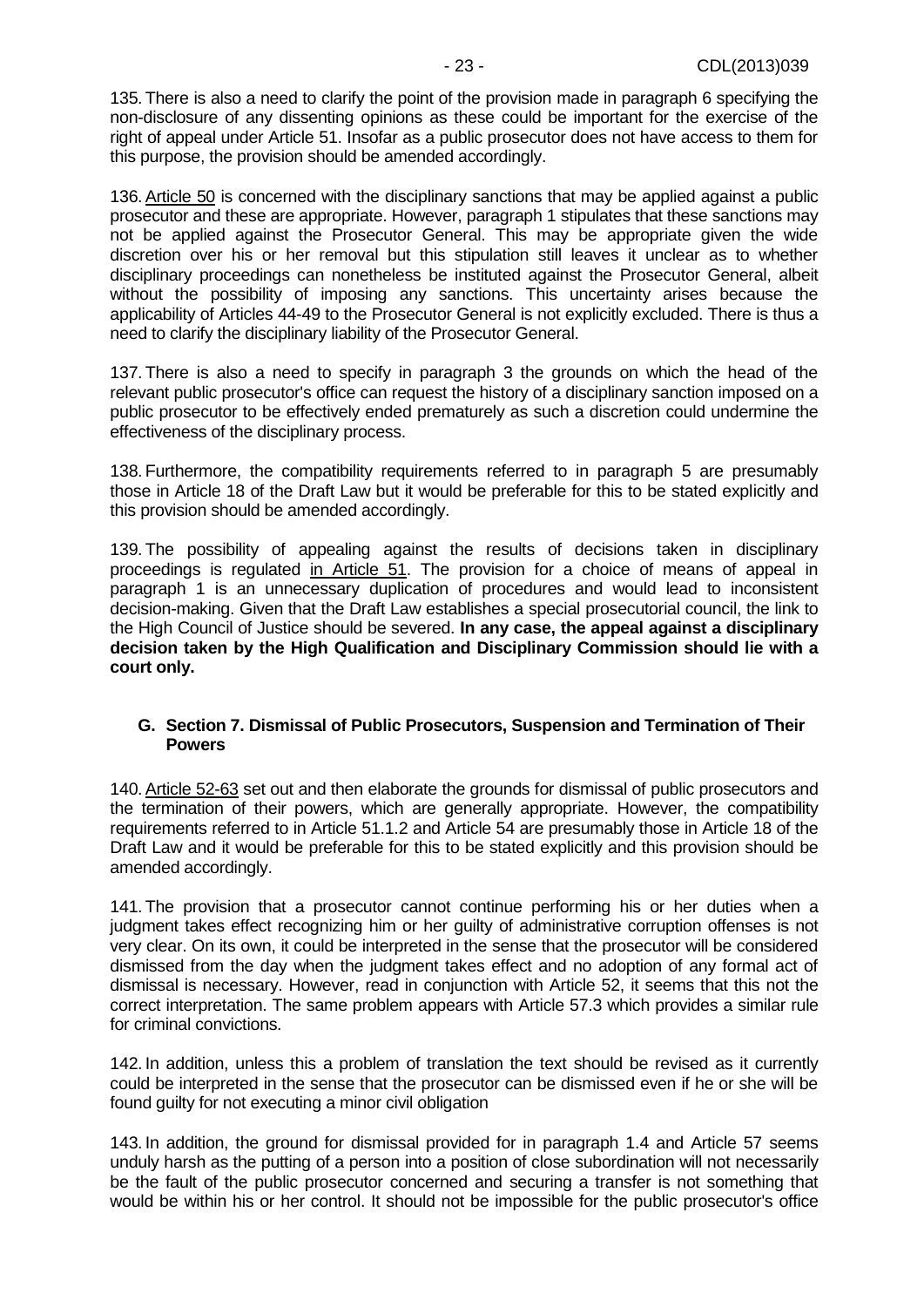135. There is also a need to clarify the point of the provision made in paragraph 6 specifying the non-disclosure of any dissenting opinions as these could be important for the exercise of the right of appeal under Article 51. Insofar as a public prosecutor does not have access to them for this purpose, the provision should be amended accordingly.

136. Article 50 is concerned with the disciplinary sanctions that may be applied against a public prosecutor and these are appropriate. However, paragraph 1 stipulates that these sanctions may not be applied against the Prosecutor General. This may be appropriate given the wide discretion over his or her removal but this stipulation still leaves it unclear as to whether disciplinary proceedings can nonetheless be instituted against the Prosecutor General, albeit without the possibility of imposing any sanctions. This uncertainty arises because the applicability of Articles 44-49 to the Prosecutor General is not explicitly excluded. There is thus a need to clarify the disciplinary liability of the Prosecutor General.

137. There is also a need to specify in paragraph 3 the grounds on which the head of the relevant public prosecutor's office can request the history of a disciplinary sanction imposed on a public prosecutor to be effectively ended prematurely as such a discretion could undermine the effectiveness of the disciplinary process.

138. Furthermore, the compatibility requirements referred to in paragraph 5 are presumably those in Article 18 of the Draft Law but it would be preferable for this to be stated explicitly and this provision should be amended accordingly.

139. The possibility of appealing against the results of decisions taken in disciplinary proceedings is regulated in Article 51. The provision for a choice of means of appeal in paragraph 1 is an unnecessary duplication of procedures and would lead to inconsistent decision-making. Given that the Draft Law establishes a special prosecutorial council, the link to the High Council of Justice should be severed. **In any case, the appeal against a disciplinary decision taken by the High Qualification and Disciplinary Commission should lie with a court only.**

## G. Section 7. Dismissal of Public Prosecutors, Suspension and Termination of Their Powers

140. Article 52-63 set out and then elaborate the grounds for dismissal of public prosecutors and the termination of their powers, which are generally appropriate. However, the compatibility requirements referred to in Article 51.1.2 and Article 54 are presumably those in Article 18 of the Draft Law and it would be preferable for this to be stated explicitly and this provision should be amended accordingly.

141. The provision that a prosecutor cannot continue performing his or her duties when a judgment takes effect recognizing him or her guilty of administrative corruption offenses is not very clear. On its own, it could be interpreted in the sense that the prosecutor will be considered dismissed from the day when the judgment takes effect and no adoption of any formal act of dismissal is necessary. However, read in conjunction with Article 52, it seems that this not the correct interpretation. The same problem appears with Article 57.3 which provides a similar rule for criminal convictions.

142. In addition, unless this a problem of translation the text should be revised as it currently could be interpreted in the sense that the prosecutor can be dismissed even if he or she will be found guilty for not executing a minor civil obligation

143. In addition, the ground for dismissal provided for in paragraph 1.4 and Article 57 seems unduly harsh as the putting of a person into a position of close subordination will not necessarily be the fault of the public prosecutor concerned and securing a transfer is not something that would be within his or her control. It should not be impossible for the public prosecutor's office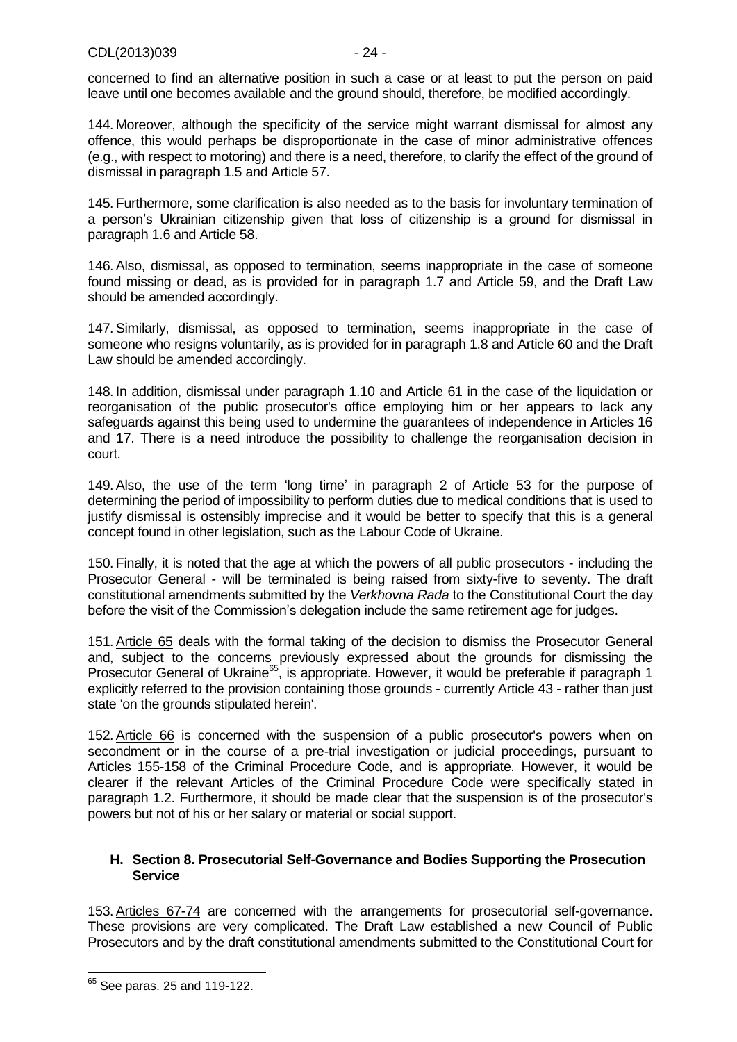concerned to find an alternative position in such a case or at least to put the person on paid leave until one becomes available and the ground should, therefore, be modified accordingly.

144. Moreover, although the specificity of the service might warrant dismissal for almost any offence, this would perhaps be disproportionate in the case of minor administrative offences (e.g., with respect to motoring) and there is a need, therefore, to clarify the effect of the ground of dismissal in paragraph 1.5 and Article 57.

145. Furthermore, some clarification is also needed as to the basis for involuntary termination of a person's Ukrainian citizenship given that loss of citizenship is a ground for dismissal in paragraph 1.6 and Article 58.

146. Also, dismissal, as opposed to termination, seems inappropriate in the case of someone found missing or dead, as is provided for in paragraph 1.7 and Article 59, and the Draft Law should be amended accordingly.

147. Similarly, dismissal, as opposed to termination, seems inappropriate in the case of someone who resigns voluntarily, as is provided for in paragraph 1.8 and Article 60 and the Draft Law should be amended accordingly.

148. In addition, dismissal under paragraph 1.10 and Article 61 in the case of the liquidation or reorganisation of the public prosecutor's office employing him or her appears to lack any safeguards against this being used to undermine the guarantees of independence in Articles 16 and 17. There is a need introduce the possibility to challenge the reorganisation decision in court.

149. Also, the use of the term 'long time' in paragraph 2 of Article 53 for the purpose of determining the period of impossibility to perform duties due to medical conditions that is used to justify dismissal is ostensibly imprecise and it would be better to specify that this is a general concept found in other legislation, such as the Labour Code of Ukraine.

150. Finally, it is noted that the age at which the powers of all public prosecutors - including the Prosecutor General - will be terminated is being raised from sixty-five to seventy. The draft constitutional amendments submitted by the *Verkhovna Rada* to the Constitutional Court the day before the visit of the Commission's delegation include the same retirement age for judges.

151. Article 65 deals with the formal taking of the decision to dismiss the Prosecutor General and, subject to the concerns previously expressed about the grounds for dismissing the Prosecutor General of Ukraine[65], is appropriate. However, it would be preferable if paragraph 1 explicitly referred to the provision containing those grounds - currently Article 43 - rather than just state 'on the grounds stipulated herein'.

152. Article 66 is concerned with the suspension of a public prosecutor's powers when on secondment or in the course of a pre-trial investigation or judicial proceedings, pursuant to Articles 155-158 of the Criminal Procedure Code, and is appropriate. However, it would be clearer if the relevant Articles of the Criminal Procedure Code were specifically stated in paragraph 1.2. Furthermore, it should be made clear that the suspension is of the prosecutor's powers but not of his or her salary or material or social support.

### H. Section 8. Prosecutorial Self-Governance and Bodies Supporting the Prosecution Service

153. Articles 67-74 are concerned with the arrangements for prosecutorial self-governance. These provisions are very complicated. The Draft Law established a new Council of Public Prosecutors and by the draft constitutional amendments submitted to the Constitutional Court for

---

[65] See paras. 25 and 119-122.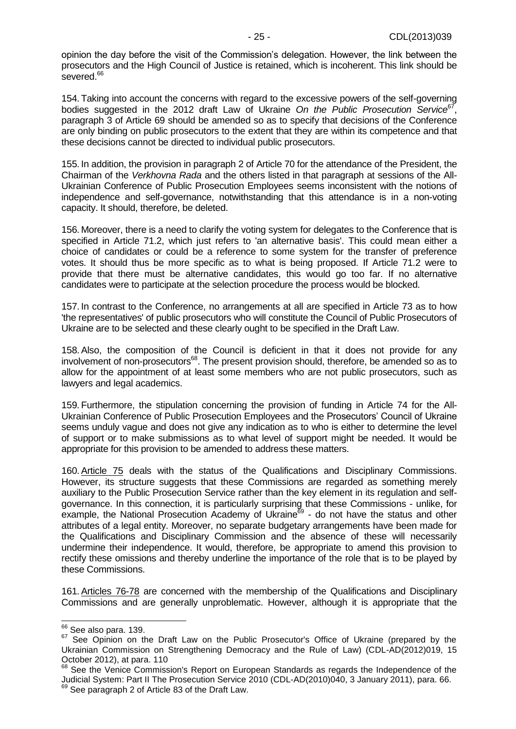opinion the day before the visit of the Commission's delegation. However, the link between the prosecutors and the High Council of Justice is retained, which is incoherent. This link should be severed.[66]

154. Taking into account the concerns with regard to the excessive powers of the self-governing bodies suggested in the 2012 draft Law of Ukraine *On the Public Prosecution Service*[67], paragraph 3 of Article 69 should be amended so as to specify that decisions of the Conference are only binding on public prosecutors to the extent that they are within its competence and that these decisions cannot be directed to individual public prosecutors.

155. In addition, the provision in paragraph 2 of Article 70 for the attendance of the President, the Chairman of the *Verkhovna Rada* and the others listed in that paragraph at sessions of the All-Ukrainian Conference of Public Prosecution Employees seems inconsistent with the notions of independence and self-governance, notwithstanding that this attendance is in a non-voting capacity. It should, therefore, be deleted.

156. Moreover, there is a need to clarify the voting system for delegates to the Conference that is specified in Article 71.2, which just refers to 'an alternative basis'. This could mean either a choice of candidates or could be a reference to some system for the transfer of preference votes. It should thus be more specific as to what is being proposed. If Article 71.2 were to provide that there must be alternative candidates, this would go too far. If no alternative candidates were to participate at the selection procedure the process would be blocked.

157. In contrast to the Conference, no arrangements at all are specified in Article 73 as to how 'the representatives' of public prosecutors who will constitute the Council of Public Prosecutors of Ukraine are to be selected and these clearly ought to be specified in the Draft Law.

158. Also, the composition of the Council is deficient in that it does not provide for any involvement of non-prosecutors[68]. The present provision should, therefore, be amended so as to allow for the appointment of at least some members who are not public prosecutors, such as lawyers and legal academics.

159. Furthermore, the stipulation concerning the provision of funding in Article 74 for the All-Ukrainian Conference of Public Prosecution Employees and the Prosecutors' Council of Ukraine seems unduly vague and does not give any indication as to who is either to determine the level of support or to make submissions as to what level of support might be needed. It would be appropriate for this provision to be amended to address these matters.

160. Article 75 deals with the status of the Qualifications and Disciplinary Commissions. However, its structure suggests that these Commissions are regarded as something merely auxiliary to the Public Prosecution Service rather than the key element in its regulation and self-governance. In this connection, it is particularly surprising that these Commissions - unlike, for example, the National Prosecution Academy of Ukraine[69] - do not have the status and other attributes of a legal entity. Moreover, no separate budgetary arrangements have been made for the Qualifications and Disciplinary Commission and the absence of these will necessarily undermine their independence. It would, therefore, be appropriate to amend this provision to rectify these omissions and thereby underline the importance of the role that is to be played by these Commissions.

161. Articles 76-78 are concerned with the membership of the Qualifications and Disciplinary Commissions and are generally unproblematic. However, although it is appropriate that the

---

[66] See also para. 139.

[67] See Opinion on the Draft Law on the Public Prosecutor's Office of Ukraine (prepared by the Ukrainian Commission on Strengthening Democracy and the Rule of Law) (CDL-AD(2012)019, 15 October 2012), at para. 110

[68] See the Venice Commission's Report on European Standards as regards the Independence of the Judicial System: Part II The Prosecution Service 2010 (CDL-AD(2010)040, 3 January 2011), para. 66.

[69] See paragraph 2 of Article 83 of the Draft Law.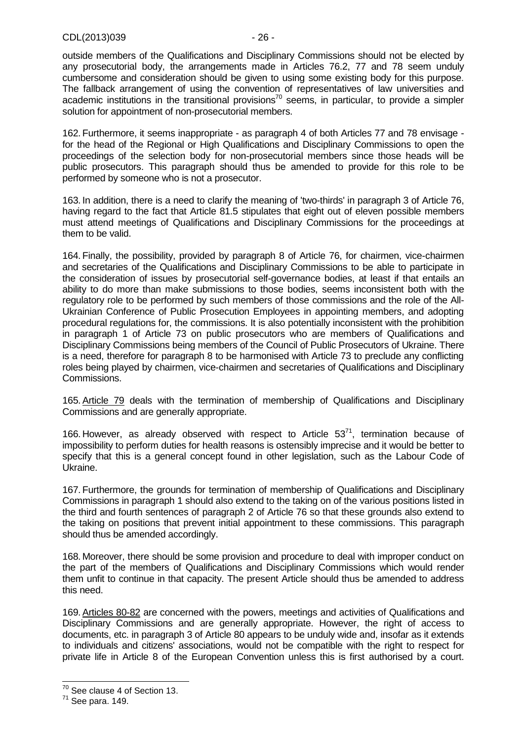outside members of the Qualifications and Disciplinary Commissions should not be elected by any prosecutorial body, the arrangements made in Articles 76.2, 77 and 78 seem unduly cumbersome and consideration should be given to using some existing body for this purpose. The fallback arrangement of using the convention of representatives of law universities and academic institutions in the transitional provisions[70] seems, in particular, to provide a simpler solution for appointment of non-prosecutorial members.

162. Furthermore, it seems inappropriate - as paragraph 4 of both Articles 77 and 78 envisage - for the head of the Regional or High Qualifications and Disciplinary Commissions to open the proceedings of the selection body for non-prosecutorial members since those heads will be public prosecutors. This paragraph should thus be amended to provide for this role to be performed by someone who is not a prosecutor.

163. In addition, there is a need to clarify the meaning of 'two-thirds' in paragraph 3 of Article 76, having regard to the fact that Article 81.5 stipulates that eight out of eleven possible members must attend meetings of Qualifications and Disciplinary Commissions for the proceedings at them to be valid.

164. Finally, the possibility, provided by paragraph 8 of Article 76, for chairmen, vice-chairmen and secretaries of the Qualifications and Disciplinary Commissions to be able to participate in the consideration of issues by prosecutorial self-governance bodies, at least if that entails an ability to do more than make submissions to those bodies, seems inconsistent both with the regulatory role to be performed by such members of those commissions and the role of the All-Ukrainian Conference of Public Prosecution Employees in appointing members, and adopting procedural regulations for, the commissions. It is also potentially inconsistent with the prohibition in paragraph 1 of Article 73 on public prosecutors who are members of Qualifications and Disciplinary Commissions being members of the Council of Public Prosecutors of Ukraine. There is a need, therefore for paragraph 8 to be harmonised with Article 73 to preclude any conflicting roles being played by chairmen, vice-chairmen and secretaries of Qualifications and Disciplinary Commissions.

165. Article 79 deals with the termination of membership of Qualifications and Disciplinary Commissions and are generally appropriate.

166. However, as already observed with respect to Article 53[71], termination because of impossibility to perform duties for health reasons is ostensibly imprecise and it would be better to specify that this is a general concept found in other legislation, such as the Labour Code of Ukraine.

167. Furthermore, the grounds for termination of membership of Qualifications and Disciplinary Commissions in paragraph 1 should also extend to the taking on of the various positions listed in the third and fourth sentences of paragraph 2 of Article 76 so that these grounds also extend to the taking on positions that prevent initial appointment to these commissions. This paragraph should thus be amended accordingly.

168. Moreover, there should be some provision and procedure to deal with improper conduct on the part of the members of Qualifications and Disciplinary Commissions which would render them unfit to continue in that capacity. The present Article should thus be amended to address this need.

169. Articles 80-82 are concerned with the powers, meetings and activities of Qualifications and Disciplinary Commissions and are generally appropriate. However, the right of access to documents, etc. in paragraph 3 of Article 80 appears to be unduly wide and, insofar as it extends to individuals and citizens' associations, would not be compatible with the right to respect for private life in Article 8 of the European Convention unless this is first authorised by a court.

---

[70] See clause 4 of Section 13.

[71] See para. 149.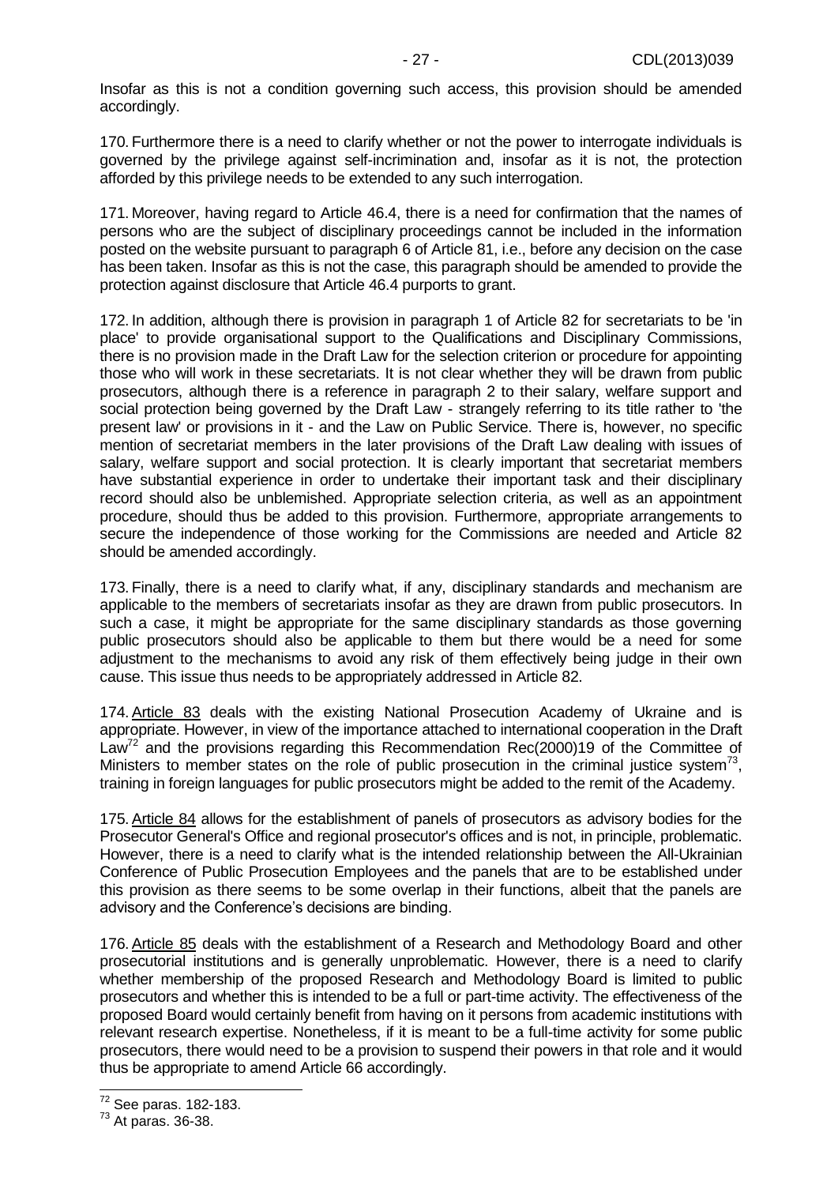Insofar as this is not a condition governing such access, this provision should be amended accordingly.

170. Furthermore there is a need to clarify whether or not the power to interrogate individuals is governed by the privilege against self-incrimination and, insofar as it is not, the protection afforded by this privilege needs to be extended to any such interrogation.

171. Moreover, having regard to Article 46.4, there is a need for confirmation that the names of persons who are the subject of disciplinary proceedings cannot be included in the information posted on the website pursuant to paragraph 6 of Article 81, i.e., before any decision on the case has been taken. Insofar as this is not the case, this paragraph should be amended to provide the protection against disclosure that Article 46.4 purports to grant.

172. In addition, although there is provision in paragraph 1 of Article 82 for secretariats to be 'in place' to provide organisational support to the Qualifications and Disciplinary Commissions, there is no provision made in the Draft Law for the selection criterion or procedure for appointing those who will work in these secretariats. It is not clear whether they will be drawn from public prosecutors, although there is a reference in paragraph 2 to their salary, welfare support and social protection being governed by the Draft Law - strangely referring to its title rather to 'the present law' or provisions in it - and the Law on Public Service. There is, however, no specific mention of secretariat members in the later provisions of the Draft Law dealing with issues of salary, welfare support and social protection. It is clearly important that secretariat members have substantial experience in order to undertake their important task and their disciplinary record should also be unblemished. Appropriate selection criteria, as well as an appointment procedure, should thus be added to this provision. Furthermore, appropriate arrangements to secure the independence of those working for the Commissions are needed and Article 82 should be amended accordingly.

173. Finally, there is a need to clarify what, if any, disciplinary standards and mechanism are applicable to the members of secretariats insofar as they are drawn from public prosecutors. In such a case, it might be appropriate for the same disciplinary standards as those governing public prosecutors should also be applicable to them but there would be a need for some adjustment to the mechanisms to avoid any risk of them effectively being judge in their own cause. This issue thus needs to be appropriately addressed in Article 82.

174. Article 83 deals with the existing National Prosecution Academy of Ukraine and is appropriate. However, in view of the importance attached to international cooperation in the Draft Law[72] and the provisions regarding this Recommendation Rec(2000)19 of the Committee of Ministers to member states on the role of public prosecution in the criminal justice system[73], training in foreign languages for public prosecutors might be added to the remit of the Academy.

175. Article 84 allows for the establishment of panels of prosecutors as advisory bodies for the Prosecutor General's Office and regional prosecutor's offices and is not, in principle, problematic. However, there is a need to clarify what is the intended relationship between the All-Ukrainian Conference of Public Prosecution Employees and the panels that are to be established under this provision as there seems to be some overlap in their functions, albeit that the panels are advisory and the Conference's decisions are binding.

176. Article 85 deals with the establishment of a Research and Methodology Board and other prosecutorial institutions and is generally unproblematic. However, there is a need to clarify whether membership of the proposed Research and Methodology Board is limited to public prosecutors and whether this is intended to be a full or part-time activity. The effectiveness of the proposed Board would certainly benefit from having on it persons from academic institutions with relevant research expertise. Nonetheless, if it is meant to be a full-time activity for some public prosecutors, there would need to be a provision to suspend their powers in that role and it would thus be appropriate to amend Article 66 accordingly.

---

[72] See paras. 182-183.

[73] At paras. 36-38.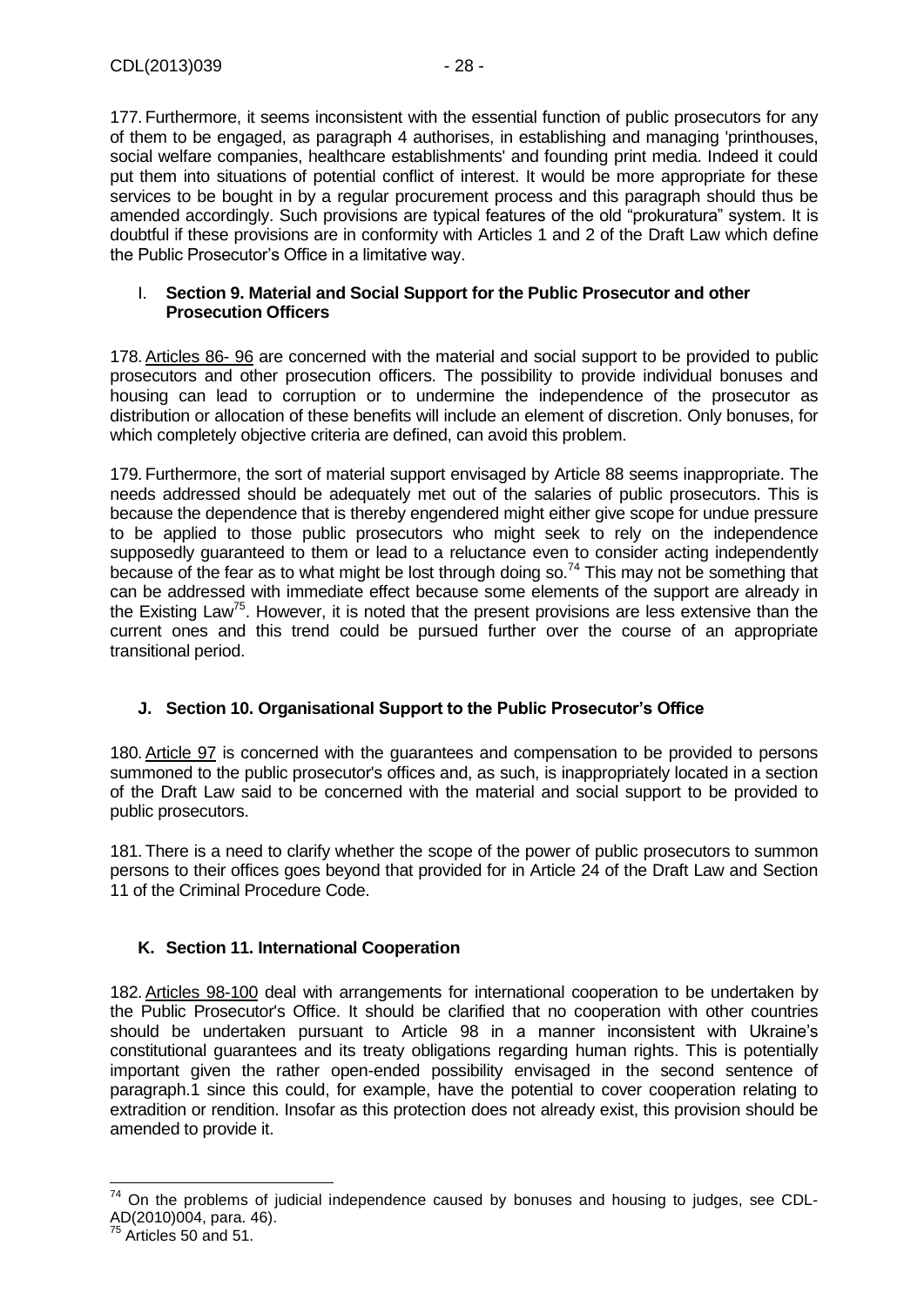177. Furthermore, it seems inconsistent with the essential function of public prosecutors for any of them to be engaged, as paragraph 4 authorises, in establishing and managing 'printhouses, social welfare companies, healthcare establishments' and founding print media. Indeed it could put them into situations of potential conflict of interest. It would be more appropriate for these services to be bought in by a regular procurement process and this paragraph should thus be amended accordingly. Such provisions are typical features of the old "prokuratura" system. It is doubtful if these provisions are in conformity with Articles 1 and 2 of the Draft Law which define the Public Prosecutor's Office in a limitative way.

### I. Section 9. Material and Social Support for the Public Prosecutor and other Prosecution Officers

178. Articles 86- 96 are concerned with the material and social support to be provided to public prosecutors and other prosecution officers. The possibility to provide individual bonuses and housing can lead to corruption or to undermine the independence of the prosecutor as distribution or allocation of these benefits will include an element of discretion. Only bonuses, for which completely objective criteria are defined, can avoid this problem.

179. Furthermore, the sort of material support envisaged by Article 88 seems inappropriate. The needs addressed should be adequately met out of the salaries of public prosecutors. This is because the dependence that is thereby engendered might either give scope for undue pressure to be applied to those public prosecutors who might seek to rely on the independence supposedly guaranteed to them or lead to a reluctance even to consider acting independently because of the fear as to what might be lost through doing so.[74] This may not be something that can be addressed with immediate effect because some elements of the support are already in the Existing Law[75]. However, it is noted that the present provisions are less extensive than the current ones and this trend could be pursued further over the course of an appropriate transitional period.

### J. Section 10. Organisational Support to the Public Prosecutor's Office

180. Article 97 is concerned with the guarantees and compensation to be provided to persons summoned to the public prosecutor's offices and, as such, is inappropriately located in a section of the Draft Law said to be concerned with the material and social support to be provided to public prosecutors.

181. There is a need to clarify whether the scope of the power of public prosecutors to summon persons to their offices goes beyond that provided for in Article 24 of the Draft Law and Section 11 of the Criminal Procedure Code.

### K. Section 11. International Cooperation

182. Articles 98-100 deal with arrangements for international cooperation to be undertaken by the Public Prosecutor's Office. It should be clarified that no cooperation with other countries should be undertaken pursuant to Article 98 in a manner inconsistent with Ukraine's constitutional guarantees and its treaty obligations regarding human rights. This is potentially important given the rather open-ended possibility envisaged in the second sentence of paragraph.1 since this could, for example, have the potential to cover cooperation relating to extradition or rendition. Insofar as this protection does not already exist, this provision should be amended to provide it.

---

[74] On the problems of judicial independence caused by bonuses and housing to judges, see CDL-AD(2010)004, para. 46).

[75] Articles 50 and 51.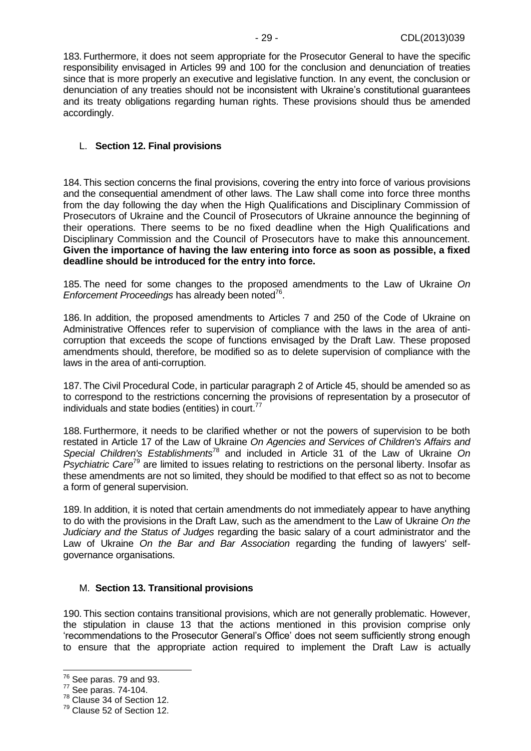183. Furthermore, it does not seem appropriate for the Prosecutor General to have the specific responsibility envisaged in Articles 99 and 100 for the conclusion and denunciation of treaties since that is more properly an executive and legislative function. In any event, the conclusion or denunciation of any treaties should not be inconsistent with Ukraine's constitutional guarantees and its treaty obligations regarding human rights. These provisions should thus be amended accordingly.

## L. Section 12. Final provisions

184. This section concerns the final provisions, covering the entry into force of various provisions and the consequential amendment of other laws. The Law shall come into force three months from the day following the day when the High Qualifications and Disciplinary Commission of Prosecutors of Ukraine and the Council of Prosecutors of Ukraine announce the beginning of their operations. There seems to be no fixed deadline when the High Qualifications and Disciplinary Commission and the Council of Prosecutors have to make this announcement. **Given the importance of having the law entering into force as soon as possible, a fixed deadline should be introduced for the entry into force.**

185. The need for some changes to the proposed amendments to the Law of Ukraine *On Enforcement Proceedings* has already been noted[76].

186. In addition, the proposed amendments to Articles 7 and 250 of the Code of Ukraine on Administrative Offences refer to supervision of compliance with the laws in the area of anti-corruption that exceeds the scope of functions envisaged by the Draft Law. These proposed amendments should, therefore, be modified so as to delete supervision of compliance with the laws in the area of anti-corruption.

187. The Civil Procedural Code, in particular paragraph 2 of Article 45, should be amended so as to correspond to the restrictions concerning the provisions of representation by a prosecutor of individuals and state bodies (entities) in court.[77]

188. Furthermore, it needs to be clarified whether or not the powers of supervision to be both restated in Article 17 of the Law of Ukraine *On Agencies and Services of Children's Affairs and Special Children's Establishments*[78] and included in Article 31 of the Law of Ukraine *On Psychiatric Care*[79] are limited to issues relating to restrictions on the personal liberty. Insofar as these amendments are not so limited, they should be modified to that effect so as not to become a form of general supervision.

189. In addition, it is noted that certain amendments do not immediately appear to have anything to do with the provisions in the Draft Law, such as the amendment to the Law of Ukraine *On the Judiciary and the Status of Judges* regarding the basic salary of a court administrator and the Law of Ukraine *On the Bar and Bar Association* regarding the funding of lawyers' self-governance organisations.

## M. Section 13. Transitional provisions

190. This section contains transitional provisions, which are not generally problematic. However, the stipulation in clause 13 that the actions mentioned in this provision comprise only 'recommendations to the Prosecutor General's Office' does not seem sufficiently strong enough to ensure that the appropriate action required to implement the Draft Law is actually

---

[76] See paras. 79 and 93.

[77] See paras. 74-104.

[78] Clause 34 of Section 12.

[79] Clause 52 of Section 12.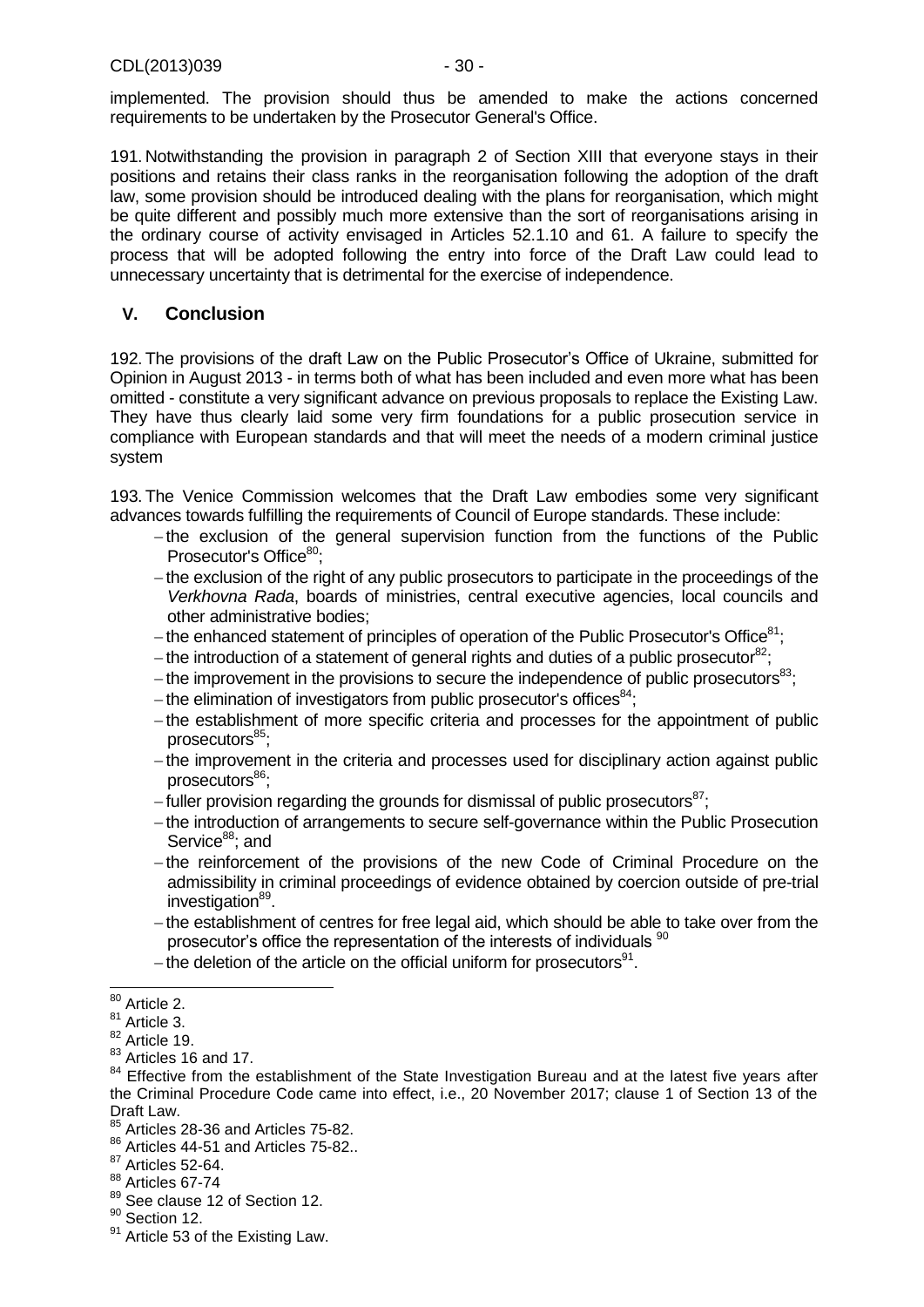implemented. The provision should thus be amended to make the actions concerned requirements to be undertaken by the Prosecutor General's Office.

191. Notwithstanding the provision in paragraph 2 of Section XIII that everyone stays in their positions and retains their class ranks in the reorganisation following the adoption of the draft law, some provision should be introduced dealing with the plans for reorganisation, which might be quite different and possibly much more extensive than the sort of reorganisations arising in the ordinary course of activity envisaged in Articles 52.1.10 and 61. A failure to specify the process that will be adopted following the entry into force of the Draft Law could lead to unnecessary uncertainty that is detrimental for the exercise of independence.

## V. Conclusion

192. The provisions of the draft Law on the Public Prosecutor's Office of Ukraine, submitted for Opinion in August 2013 - in terms both of what has been included and even more what has been omitted - constitute a very significant advance on previous proposals to replace the Existing Law. They have thus clearly laid some very firm foundations for a public prosecution service in compliance with European standards and that will meet the needs of a modern criminal justice system

193. The Venice Commission welcomes that the Draft Law embodies some very significant advances towards fulfilling the requirements of Council of Europe standards. These include:

- the exclusion of the general supervision function from the functions of the Public Prosecutor's Office[80];
- the exclusion of the right of any public prosecutors to participate in the proceedings of the *Verkhovna Rada*, boards of ministries, central executive agencies, local councils and other administrative bodies;
- the enhanced statement of principles of operation of the Public Prosecutor's Office[81];
- the introduction of a statement of general rights and duties of a public prosecutor[82];
- the improvement in the provisions to secure the independence of public prosecutors[83];
- the elimination of investigators from public prosecutor's offices[84];
- the establishment of more specific criteria and processes for the appointment of public prosecutors[85];
- the improvement in the criteria and processes used for disciplinary action against public prosecutors[86];
- fuller provision regarding the grounds for dismissal of public prosecutors[87];
- the introduction of arrangements to secure self-governance within the Public Prosecution Service[88]; and
- the reinforcement of the provisions of the new Code of Criminal Procedure on the admissibility in criminal proceedings of evidence obtained by coercion outside of pre-trial investigation[89].
- the establishment of centres for free legal aid, which should be able to take over from the prosecutor's office the representation of the interests of individuals [90]
- the deletion of the article on the official uniform for prosecutors[91].

---

[80] Article 2.

[81] Article 3.

[82] Article 19.

[83] Articles 16 and 17.

[84] Effective from the establishment of the State Investigation Bureau and at the latest five years after the Criminal Procedure Code came into effect, i.e., 20 November 2017; clause 1 of Section 13 of the Draft Law.

[85] Articles 28-36 and Articles 75-82.

[86] Articles 44-51 and Articles 75-82..

[87] Articles 52-64.

[88] Articles 67-74

[89] See clause 12 of Section 12.

[90] Section 12.

[91] Article 53 of the Existing Law.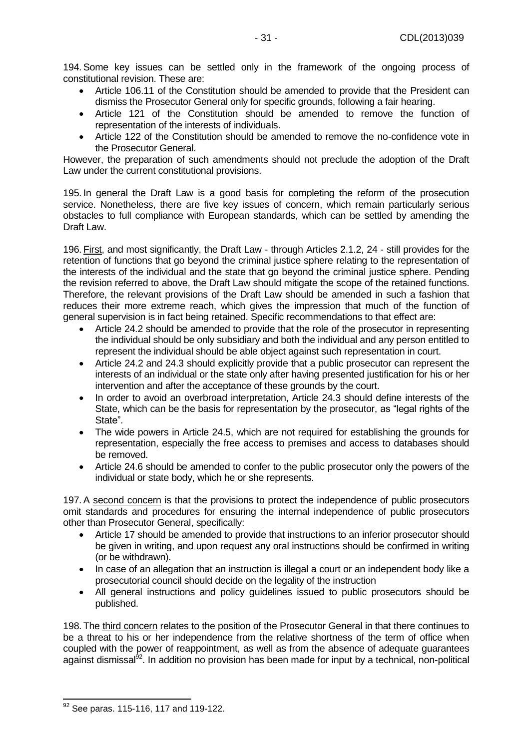194. Some key issues can be settled only in the framework of the ongoing process of constitutional revision. These are:

- Article 106.11 of the Constitution should be amended to provide that the President can dismiss the Prosecutor General only for specific grounds, following a fair hearing.
- Article 121 of the Constitution should be amended to remove the function of representation of the interests of individuals.
- Article 122 of the Constitution should be amended to remove the no-confidence vote in the Prosecutor General.

However, the preparation of such amendments should not preclude the adoption of the Draft Law under the current constitutional provisions.

195. In general the Draft Law is a good basis for completing the reform of the prosecution service. Nonetheless, there are five key issues of concern, which remain particularly serious obstacles to full compliance with European standards, which can be settled by amending the Draft Law.

196. First, and most significantly, the Draft Law - through Articles 2.1.2, 24 - still provides for the retention of functions that go beyond the criminal justice sphere relating to the representation of the interests of the individual and the state that go beyond the criminal justice sphere. Pending the revision referred to above, the Draft Law should mitigate the scope of the retained functions. Therefore, the relevant provisions of the Draft Law should be amended in such a fashion that reduces their more extreme reach, which gives the impression that much of the function of general supervision is in fact being retained. Specific recommendations to that effect are:

- Article 24.2 should be amended to provide that the role of the prosecutor in representing the individual should be only subsidiary and both the individual and any person entitled to represent the individual should be able object against such representation in court.
- Article 24.2 and 24.3 should explicitly provide that a public prosecutor can represent the interests of an individual or the state only after having presented justification for his or her intervention and after the acceptance of these grounds by the court.
- In order to avoid an overbroad interpretation, Article 24.3 should define interests of the State, which can be the basis for representation by the prosecutor, as "legal rights of the State".
- The wide powers in Article 24.5, which are not required for establishing the grounds for representation, especially the free access to premises and access to databases should be removed.
- Article 24.6 should be amended to confer to the public prosecutor only the powers of the individual or state body, which he or she represents.

197. A second concern is that the provisions to protect the independence of public prosecutors omit standards and procedures for ensuring the internal independence of public prosecutors other than Prosecutor General, specifically:

- Article 17 should be amended to provide that instructions to an inferior prosecutor should be given in writing, and upon request any oral instructions should be confirmed in writing (or be withdrawn).
- In case of an allegation that an instruction is illegal a court or an independent body like a prosecutorial council should decide on the legality of the instruction
- All general instructions and policy guidelines issued to public prosecutors should be published.

198. The third concern relates to the position of the Prosecutor General in that there continues to be a threat to his or her independence from the relative shortness of the term of office when coupled with the power of reappointment, as well as from the absence of adequate guarantees against dismissal[92]. In addition no provision has been made for input by a technical, non-political

[92] See paras. 115-116, 117 and 119-122.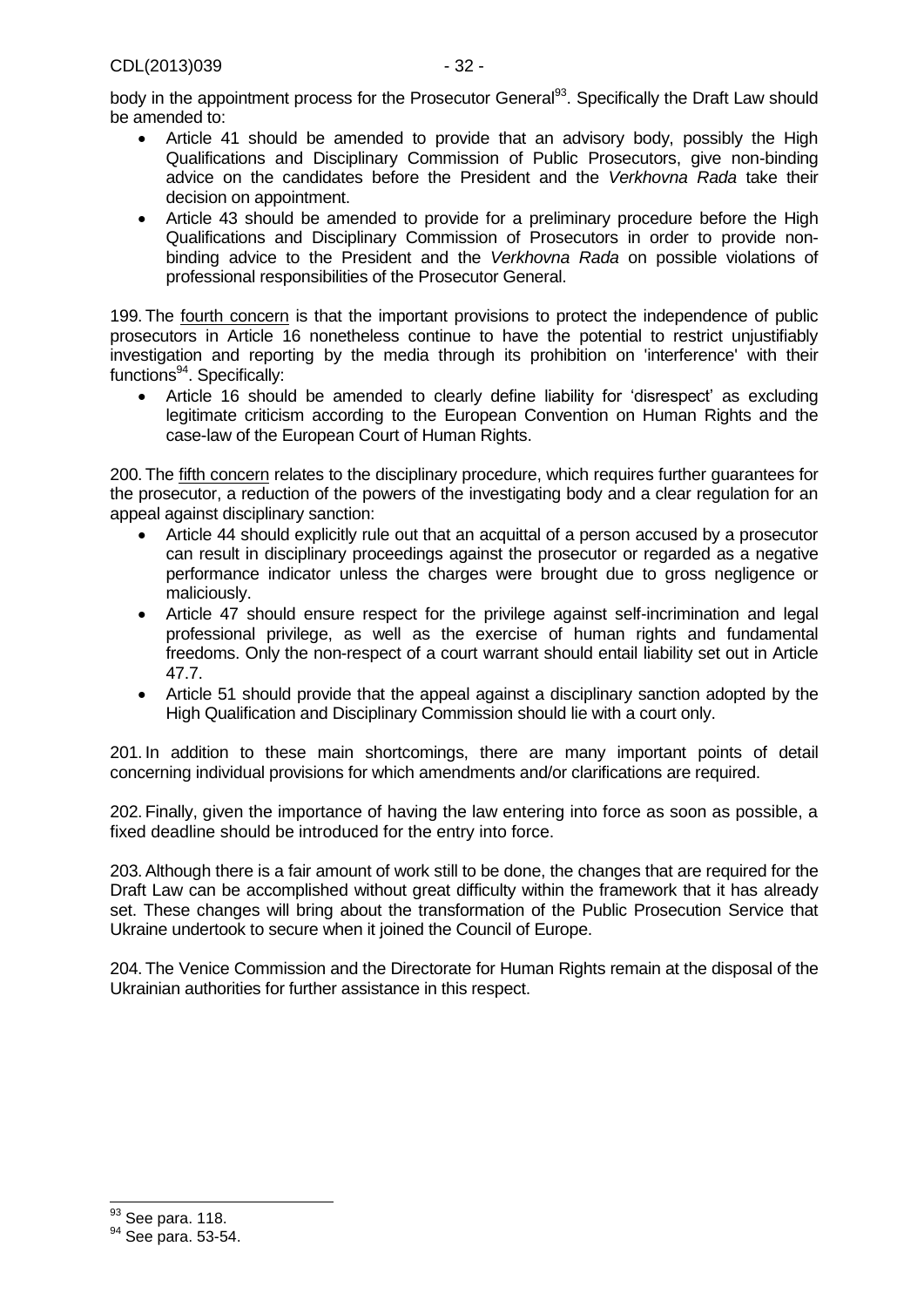body in the appointment process for the Prosecutor General[93]. Specifically the Draft Law should be amended to:

- Article 41 should be amended to provide that an advisory body, possibly the High Qualifications and Disciplinary Commission of Public Prosecutors, give non-binding advice on the candidates before the President and the *Verkhovna Rada* take their decision on appointment.
- Article 43 should be amended to provide for a preliminary procedure before the High Qualifications and Disciplinary Commission of Prosecutors in order to provide non-binding advice to the President and the *Verkhovna Rada* on possible violations of professional responsibilities of the Prosecutor General.

199. The fourth concern is that the important provisions to protect the independence of public prosecutors in Article 16 nonetheless continue to have the potential to restrict unjustifiably investigation and reporting by the media through its prohibition on 'interference' with their functions[94]. Specifically:

- Article 16 should be amended to clearly define liability for 'disrespect' as excluding legitimate criticism according to the European Convention on Human Rights and the case-law of the European Court of Human Rights.

200. The fifth concern relates to the disciplinary procedure, which requires further guarantees for the prosecutor, a reduction of the powers of the investigating body and a clear regulation for an appeal against disciplinary sanction:

- Article 44 should explicitly rule out that an acquittal of a person accused by a prosecutor can result in disciplinary proceedings against the prosecutor or regarded as a negative performance indicator unless the charges were brought due to gross negligence or maliciously.
- Article 47 should ensure respect for the privilege against self-incrimination and legal professional privilege, as well as the exercise of human rights and fundamental freedoms. Only the non-respect of a court warrant should entail liability set out in Article 47.7.
- Article 51 should provide that the appeal against a disciplinary sanction adopted by the High Qualification and Disciplinary Commission should lie with a court only.

201. In addition to these main shortcomings, there are many important points of detail concerning individual provisions for which amendments and/or clarifications are required.

202. Finally, given the importance of having the law entering into force as soon as possible, a fixed deadline should be introduced for the entry into force.

203. Although there is a fair amount of work still to be done, the changes that are required for the Draft Law can be accomplished without great difficulty within the framework that it has already set. These changes will bring about the transformation of the Public Prosecution Service that Ukraine undertook to secure when it joined the Council of Europe.

204. The Venice Commission and the Directorate for Human Rights remain at the disposal of the Ukrainian authorities for further assistance in this respect.

[93] See para. 118.

[94] See para. 53-54.